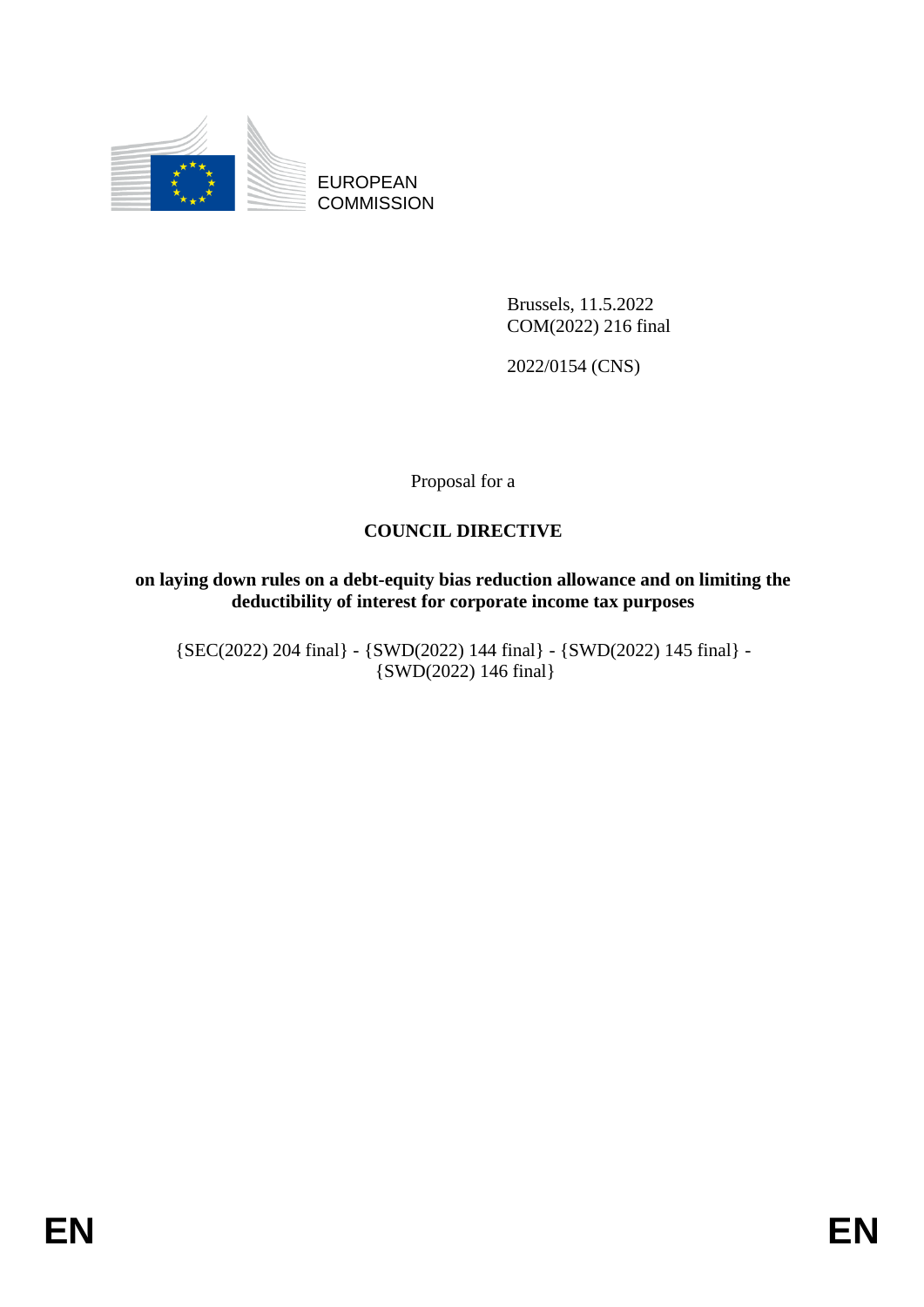EUROPEAN
COMMISSION

Brussels, 11.5.2022
COM(2022) 216 final

2022/0154 (CNS)

Proposal for a

# COUNCIL DIRECTIVE

**on laying down rules on a debt-equity bias reduction allowance and on limiting the deductibility of interest for corporate income tax purposes**

{SEC(2022) 204 final} - {SWD(2022) 144 final} - {SWD(2022) 145 final} - {SWD(2022) 146 final}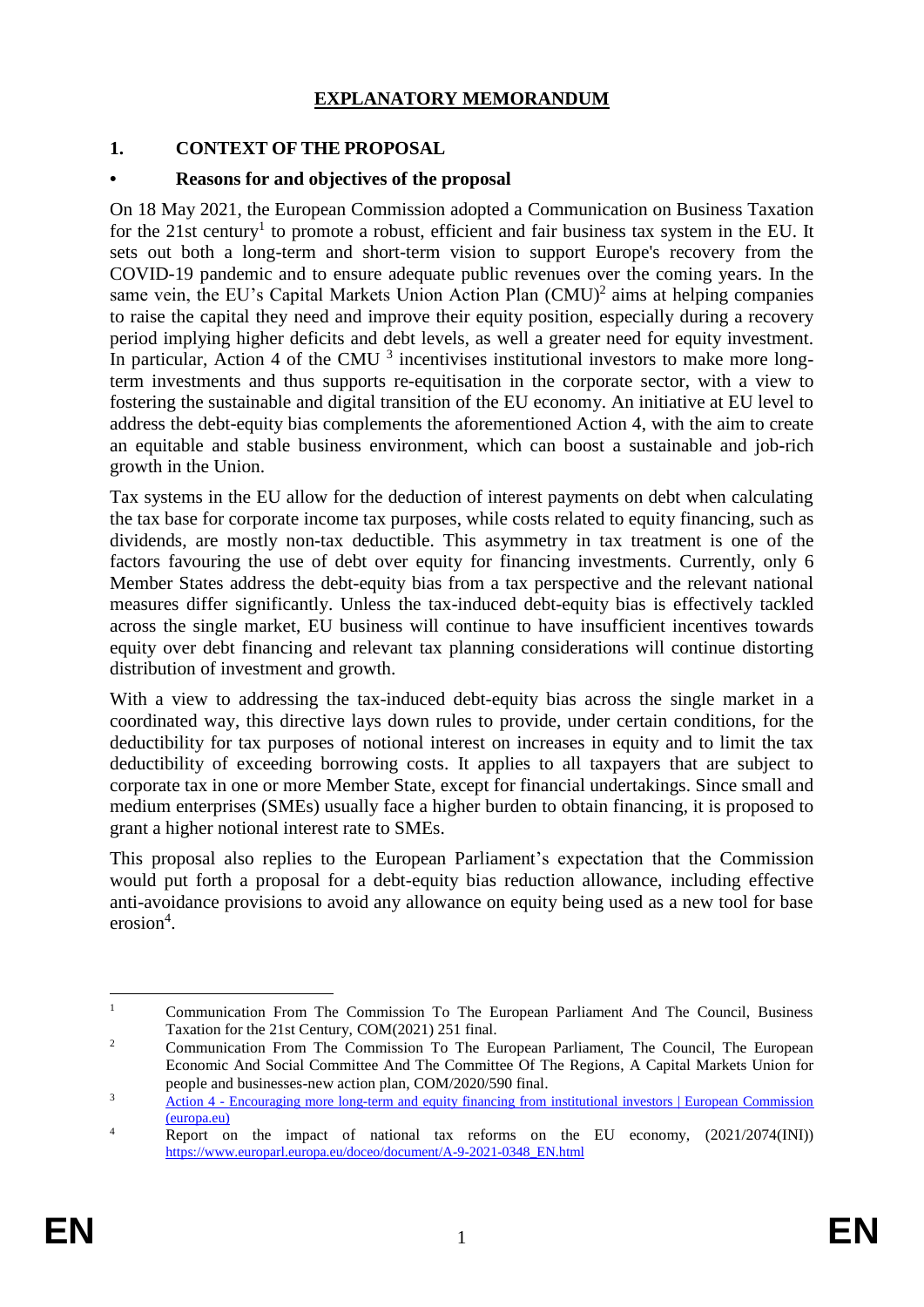# EXPLANATORY MEMORANDUM

## 1. CONTEXT OF THE PROPOSAL

### • Reasons for and objectives of the proposal

On 18 May 2021, the European Commission adopted a Communication on Business Taxation for the 21st century[1] to promote a robust, efficient and fair business tax system in the EU. It sets out both a long-term and short-term vision to support Europe's recovery from the COVID-19 pandemic and to ensure adequate public revenues over the coming years. In the same vein, the EU's Capital Markets Union Action Plan (CMU)[2] aims at helping companies to raise the capital they need and improve their equity position, especially during a recovery period implying higher deficits and debt levels, as well a greater need for equity investment. In particular, Action 4 of the CMU [3] incentivises institutional investors to make more long-term investments and thus supports re-equitisation in the corporate sector, with a view to fostering the sustainable and digital transition of the EU economy. An initiative at EU level to address the debt-equity bias complements the aforementioned Action 4, with the aim to create an equitable and stable business environment, which can boost a sustainable and job-rich growth in the Union.

Tax systems in the EU allow for the deduction of interest payments on debt when calculating the tax base for corporate income tax purposes, while costs related to equity financing, such as dividends, are mostly non-tax deductible. This asymmetry in tax treatment is one of the factors favouring the use of debt over equity for financing investments. Currently, only 6 Member States address the debt-equity bias from a tax perspective and the relevant national measures differ significantly. Unless the tax-induced debt-equity bias is effectively tackled across the single market, EU business will continue to have insufficient incentives towards equity over debt financing and relevant tax planning considerations will continue distorting distribution of investment and growth.

With a view to addressing the tax-induced debt-equity bias across the single market in a coordinated way, this directive lays down rules to provide, under certain conditions, for the deductibility for tax purposes of notional interest on increases in equity and to limit the tax deductibility of exceeding borrowing costs. It applies to all taxpayers that are subject to corporate tax in one or more Member State, except for financial undertakings. Since small and medium enterprises (SMEs) usually face a higher burden to obtain financing, it is proposed to grant a higher notional interest rate to SMEs.

This proposal also replies to the European Parliament's expectation that the Commission would put forth a proposal for a debt-equity bias reduction allowance, including effective anti-avoidance provisions to avoid any allowance on equity being used as a new tool for base erosion[4].

---

[1] Communication From The Commission To The European Parliament And The Council, Business Taxation for the 21st Century, COM(2021) 251 final.

[2] Communication From The Commission To The European Parliament, The Council, The European Economic And Social Committee And The Committee Of The Regions, A Capital Markets Union for people and businesses-new action plan, COM/2020/590 final.

[3] Action 4 - Encouraging more long-term and equity financing from institutional investors | European Commission (europa.eu)

[4] Report on the impact of national tax reforms on the EU economy, (2021/2074(INI)) https://www.europarl.europa.eu/doceo/document/A-9-2021-0348_EN.html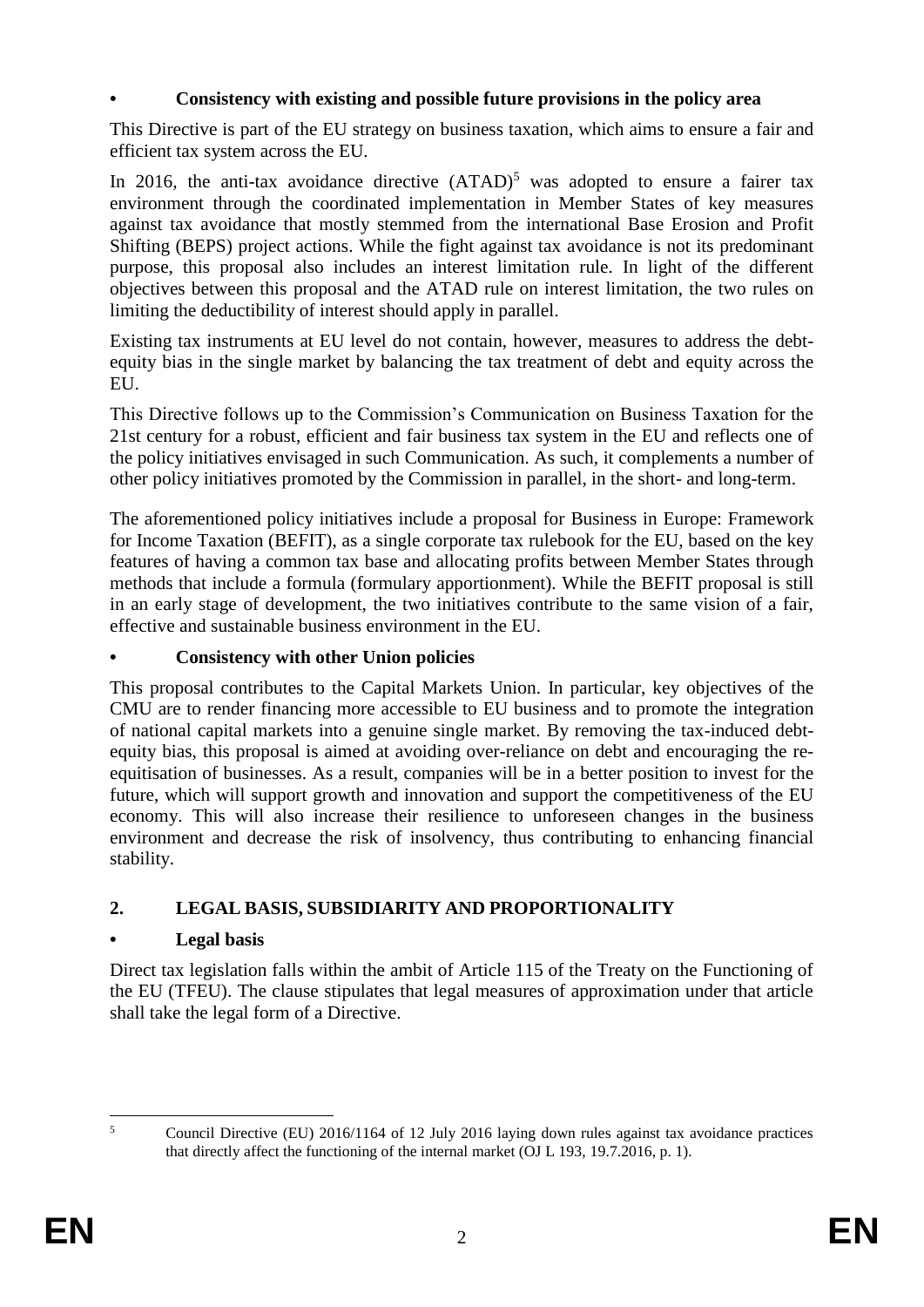- **Consistency with existing and possible future provisions in the policy area**

This Directive is part of the EU strategy on business taxation, which aims to ensure a fair and efficient tax system across the EU.

In 2016, the anti-tax avoidance directive (ATAD)[5] was adopted to ensure a fairer tax environment through the coordinated implementation in Member States of key measures against tax avoidance that mostly stemmed from the international Base Erosion and Profit Shifting (BEPS) project actions. While the fight against tax avoidance is not its predominant purpose, this proposal also includes an interest limitation rule. In light of the different objectives between this proposal and the ATAD rule on interest limitation, the two rules on limiting the deductibility of interest should apply in parallel.

Existing tax instruments at EU level do not contain, however, measures to address the debt-equity bias in the single market by balancing the tax treatment of debt and equity across the EU.

This Directive follows up to the Commission's Communication on Business Taxation for the 21st century for a robust, efficient and fair business tax system in the EU and reflects one of the policy initiatives envisaged in such Communication. As such, it complements a number of other policy initiatives promoted by the Commission in parallel, in the short- and long-term.

The aforementioned policy initiatives include a proposal for Business in Europe: Framework for Income Taxation (BEFIT), as a single corporate tax rulebook for the EU, based on the key features of having a common tax base and allocating profits between Member States through methods that include a formula (formulary apportionment). While the BEFIT proposal is still in an early stage of development, the two initiatives contribute to the same vision of a fair, effective and sustainable business environment in the EU.

- **Consistency with other Union policies**

This proposal contributes to the Capital Markets Union. In particular, key objectives of the CMU are to render financing more accessible to EU business and to promote the integration of national capital markets into a genuine single market. By removing the tax-induced debt-equity bias, this proposal is aimed at avoiding over-reliance on debt and encouraging the re-equitisation of businesses. As a result, companies will be in a better position to invest for the future, which will support growth and innovation and support the competitiveness of the EU economy. This will also increase their resilience to unforeseen changes in the business environment and decrease the risk of insolvency, thus contributing to enhancing financial stability.

## 2. LEGAL BASIS, SUBSIDIARITY AND PROPORTIONALITY

- **Legal basis**

Direct tax legislation falls within the ambit of Article 115 of the Treaty on the Functioning of the EU (TFEU). The clause stipulates that legal measures of approximation under that article shall take the legal form of a Directive.

---

[5] Council Directive (EU) 2016/1164 of 12 July 2016 laying down rules against tax avoidance practices that directly affect the functioning of the internal market (OJ L 193, 19.7.2016, p. 1).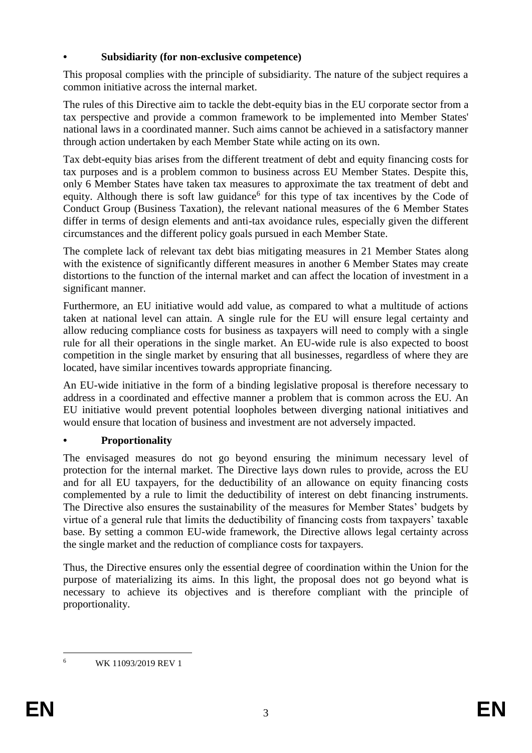- **Subsidiarity (for non-exclusive competence)**

This proposal complies with the principle of subsidiarity. The nature of the subject requires a common initiative across the internal market.

The rules of this Directive aim to tackle the debt-equity bias in the EU corporate sector from a tax perspective and provide a common framework to be implemented into Member States' national laws in a coordinated manner. Such aims cannot be achieved in a satisfactory manner through action undertaken by each Member State while acting on its own.

Tax debt-equity bias arises from the different treatment of debt and equity financing costs for tax purposes and is a problem common to business across EU Member States. Despite this, only 6 Member States have taken tax measures to approximate the tax treatment of debt and equity. Although there is soft law guidance[6] for this type of tax incentives by the Code of Conduct Group (Business Taxation), the relevant national measures of the 6 Member States differ in terms of design elements and anti-tax avoidance rules, especially given the different circumstances and the different policy goals pursued in each Member State.

The complete lack of relevant tax debt bias mitigating measures in 21 Member States along with the existence of significantly different measures in another 6 Member States may create distortions to the function of the internal market and can affect the location of investment in a significant manner.

Furthermore, an EU initiative would add value, as compared to what a multitude of actions taken at national level can attain. A single rule for the EU will ensure legal certainty and allow reducing compliance costs for business as taxpayers will need to comply with a single rule for all their operations in the single market. An EU-wide rule is also expected to boost competition in the single market by ensuring that all businesses, regardless of where they are located, have similar incentives towards appropriate financing.

An EU-wide initiative in the form of a binding legislative proposal is therefore necessary to address in a coordinated and effective manner a problem that is common across the EU. An EU initiative would prevent potential loopholes between diverging national initiatives and would ensure that location of business and investment are not adversely impacted.

- **Proportionality**

The envisaged measures do not go beyond ensuring the minimum necessary level of protection for the internal market. The Directive lays down rules to provide, across the EU and for all EU taxpayers, for the deductibility of an allowance on equity financing costs complemented by a rule to limit the deductibility of interest on debt financing instruments. The Directive also ensures the sustainability of the measures for Member States' budgets by virtue of a general rule that limits the deductibility of financing costs from taxpayers' taxable base. By setting a common EU-wide framework, the Directive allows legal certainty across the single market and the reduction of compliance costs for taxpayers.

Thus, the Directive ensures only the essential degree of coordination within the Union for the purpose of materializing its aims. In this light, the proposal does not go beyond what is necessary to achieve its objectives and is therefore compliant with the principle of proportionality.

---

[6] WK 11093/2019 REV 1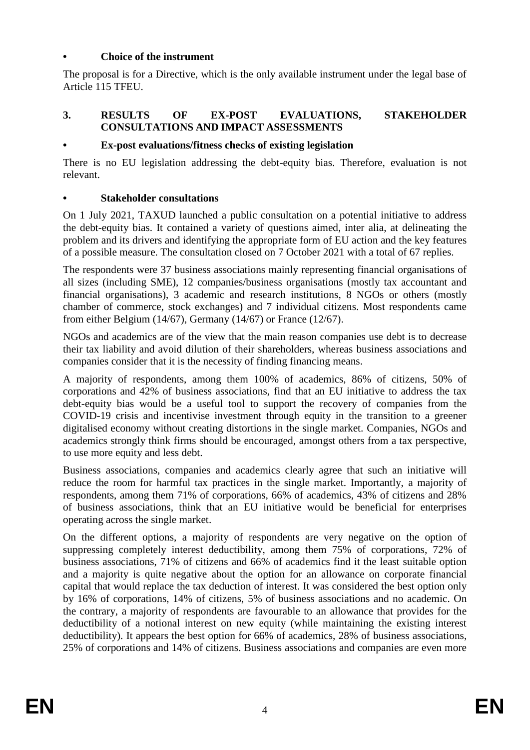- **Choice of the instrument**

The proposal is for a Directive, which is the only available instrument under the legal base of Article 115 TFEU.

## 3. RESULTS OF EX-POST EVALUATIONS, STAKEHOLDER CONSULTATIONS AND IMPACT ASSESSMENTS

- **Ex-post evaluations/fitness checks of existing legislation**

There is no EU legislation addressing the debt-equity bias. Therefore, evaluation is not relevant.

- **Stakeholder consultations**

On 1 July 2021, TAXUD launched a public consultation on a potential initiative to address the debt-equity bias. It contained a variety of questions aimed, inter alia, at delineating the problem and its drivers and identifying the appropriate form of EU action and the key features of a possible measure. The consultation closed on 7 October 2021 with a total of 67 replies.

The respondents were 37 business associations mainly representing financial organisations of all sizes (including SME), 12 companies/business organisations (mostly tax accountant and financial organisations), 3 academic and research institutions, 8 NGOs or others (mostly chamber of commerce, stock exchanges) and 7 individual citizens. Most respondents came from either Belgium (14/67), Germany (14/67) or France (12/67).

NGOs and academics are of the view that the main reason companies use debt is to decrease their tax liability and avoid dilution of their shareholders, whereas business associations and companies consider that it is the necessity of finding financing means.

A majority of respondents, among them 100% of academics, 86% of citizens, 50% of corporations and 42% of business associations, find that an EU initiative to address the tax debt-equity bias would be a useful tool to support the recovery of companies from the COVID-19 crisis and incentivise investment through equity in the transition to a greener digitalised economy without creating distortions in the single market. Companies, NGOs and academics strongly think firms should be encouraged, amongst others from a tax perspective, to use more equity and less debt.

Business associations, companies and academics clearly agree that such an initiative will reduce the room for harmful tax practices in the single market. Importantly, a majority of respondents, among them 71% of corporations, 66% of academics, 43% of citizens and 28% of business associations, think that an EU initiative would be beneficial for enterprises operating across the single market.

On the different options, a majority of respondents are very negative on the option of suppressing completely interest deductibility, among them 75% of corporations, 72% of business associations, 71% of citizens and 66% of academics find it the least suitable option and a majority is quite negative about the option for an allowance on corporate financial capital that would replace the tax deduction of interest. It was considered the best option only by 16% of corporations, 14% of citizens, 5% of business associations and no academic. On the contrary, a majority of respondents are favourable to an allowance that provides for the deductibility of a notional interest on new equity (while maintaining the existing interest deductibility). It appears the best option for 66% of academics, 28% of business associations, 25% of corporations and 14% of citizens. Business associations and companies are even more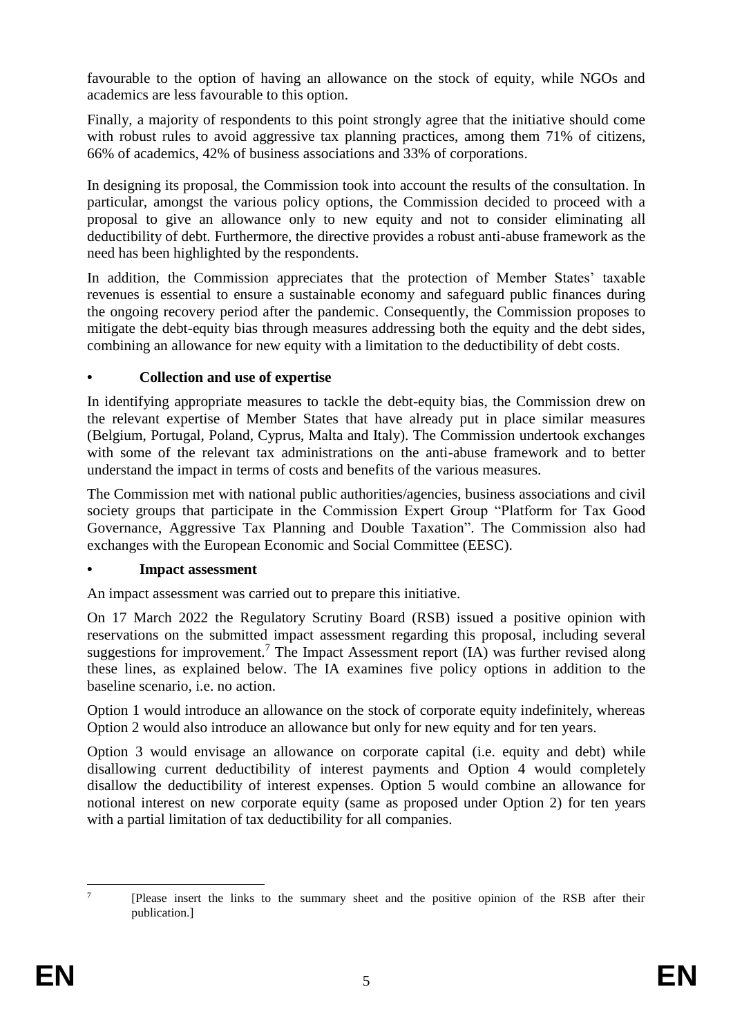favourable to the option of having an allowance on the stock of equity, while NGOs and academics are less favourable to this option.

Finally, a majority of respondents to this point strongly agree that the initiative should come with robust rules to avoid aggressive tax planning practices, among them 71% of citizens, 66% of academics, 42% of business associations and 33% of corporations.

In designing its proposal, the Commission took into account the results of the consultation. In particular, amongst the various policy options, the Commission decided to proceed with a proposal to give an allowance only to new equity and not to consider eliminating all deductibility of debt. Furthermore, the directive provides a robust anti-abuse framework as the need has been highlighted by the respondents.

In addition, the Commission appreciates that the protection of Member States' taxable revenues is essential to ensure a sustainable economy and safeguard public finances during the ongoing recovery period after the pandemic. Consequently, the Commission proposes to mitigate the debt-equity bias through measures addressing both the equity and the debt sides, combining an allowance for new equity with a limitation to the deductibility of debt costs.

- **Collection and use of expertise**

In identifying appropriate measures to tackle the debt-equity bias, the Commission drew on the relevant expertise of Member States that have already put in place similar measures (Belgium, Portugal, Poland, Cyprus, Malta and Italy). The Commission undertook exchanges with some of the relevant tax administrations on the anti-abuse framework and to better understand the impact in terms of costs and benefits of the various measures.

The Commission met with national public authorities/agencies, business associations and civil society groups that participate in the Commission Expert Group "Platform for Tax Good Governance, Aggressive Tax Planning and Double Taxation". The Commission also had exchanges with the European Economic and Social Committee (EESC).

- **Impact assessment**

An impact assessment was carried out to prepare this initiative.

On 17 March 2022 the Regulatory Scrutiny Board (RSB) issued a positive opinion with reservations on the submitted impact assessment regarding this proposal, including several suggestions for improvement.[7] The Impact Assessment report (IA) was further revised along these lines, as explained below. The IA examines five policy options in addition to the baseline scenario, i.e. no action.

Option 1 would introduce an allowance on the stock of corporate equity indefinitely, whereas Option 2 would also introduce an allowance but only for new equity and for ten years.

Option 3 would envisage an allowance on corporate capital (i.e. equity and debt) while disallowing current deductibility of interest payments and Option 4 would completely disallow the deductibility of interest expenses. Option 5 would combine an allowance for notional interest on new corporate equity (same as proposed under Option 2) for ten years with a partial limitation of tax deductibility for all companies.

[7] [Please insert the links to the summary sheet and the positive opinion of the RSB after their publication.]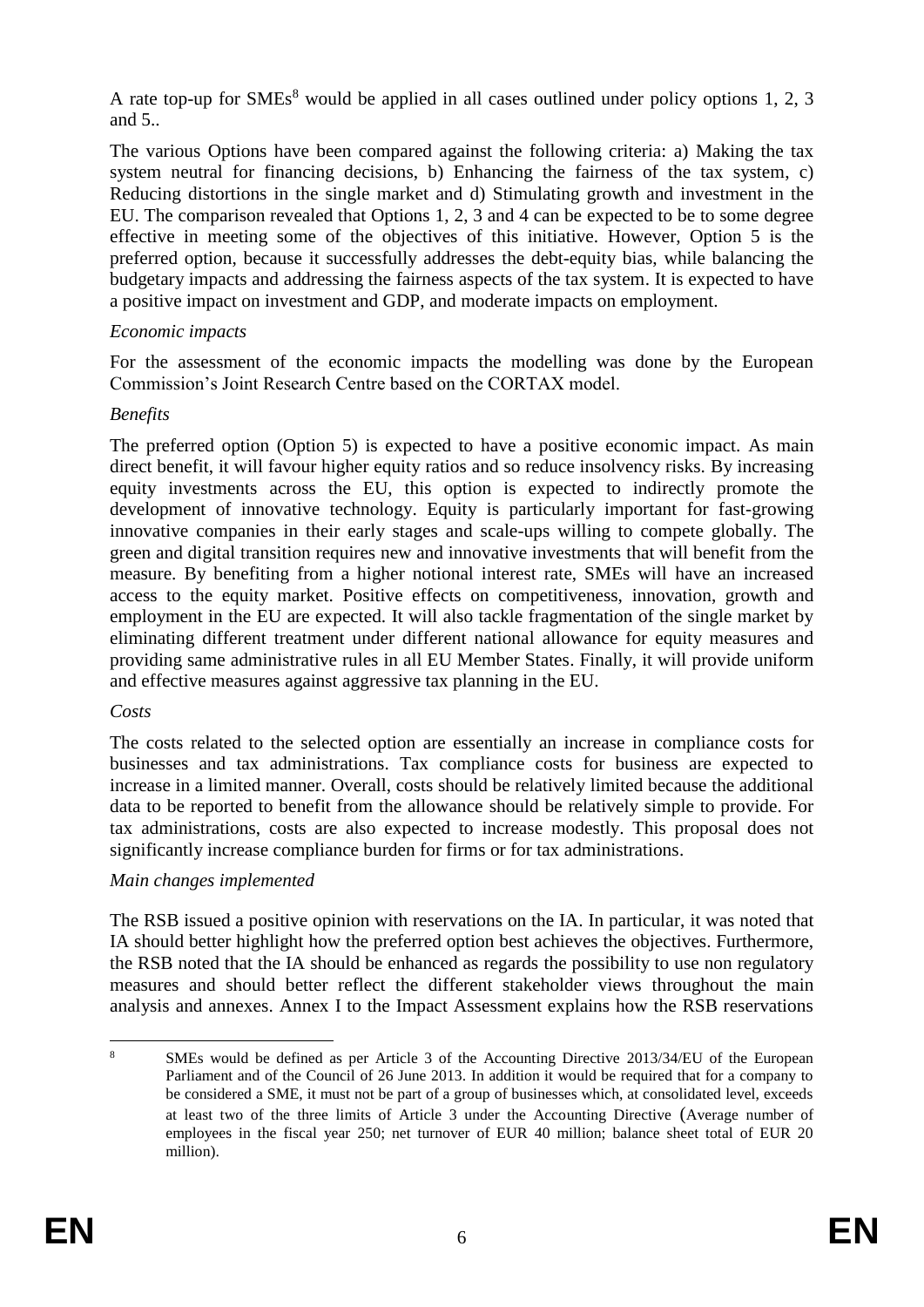A rate top-up for SMEs[8] would be applied in all cases outlined under policy options 1, 2, 3 and 5..

The various Options have been compared against the following criteria: a) Making the tax system neutral for financing decisions, b) Enhancing the fairness of the tax system, c) Reducing distortions in the single market and d) Stimulating growth and investment in the EU. The comparison revealed that Options 1, 2, 3 and 4 can be expected to be to some degree effective in meeting some of the objectives of this initiative. However, Option 5 is the preferred option, because it successfully addresses the debt-equity bias, while balancing the budgetary impacts and addressing the fairness aspects of the tax system. It is expected to have a positive impact on investment and GDP, and moderate impacts on employment.

*Economic impacts*

For the assessment of the economic impacts the modelling was done by the European Commission's Joint Research Centre based on the CORTAX model.

*Benefits*

The preferred option (Option 5) is expected to have a positive economic impact. As main direct benefit, it will favour higher equity ratios and so reduce insolvency risks. By increasing equity investments across the EU, this option is expected to indirectly promote the development of innovative technology. Equity is particularly important for fast-growing innovative companies in their early stages and scale-ups willing to compete globally. The green and digital transition requires new and innovative investments that will benefit from the measure. By benefiting from a higher notional interest rate, SMEs will have an increased access to the equity market. Positive effects on competitiveness, innovation, growth and employment in the EU are expected. It will also tackle fragmentation of the single market by eliminating different treatment under different national allowance for equity measures and providing same administrative rules in all EU Member States. Finally, it will provide uniform and effective measures against aggressive tax planning in the EU.

*Costs*

The costs related to the selected option are essentially an increase in compliance costs for businesses and tax administrations. Tax compliance costs for business are expected to increase in a limited manner. Overall, costs should be relatively limited because the additional data to be reported to benefit from the allowance should be relatively simple to provide. For tax administrations, costs are also expected to increase modestly. This proposal does not significantly increase compliance burden for firms or for tax administrations.

*Main changes implemented*

The RSB issued a positive opinion with reservations on the IA. In particular, it was noted that IA should better highlight how the preferred option best achieves the objectives. Furthermore, the RSB noted that the IA should be enhanced as regards the possibility to use non regulatory measures and should better reflect the different stakeholder views throughout the main analysis and annexes. Annex I to the Impact Assessment explains how the RSB reservations

---

[8] SMEs would be defined as per Article 3 of the Accounting Directive 2013/34/EU of the European Parliament and of the Council of 26 June 2013. In addition it would be required that for a company to be considered a SME, it must not be part of a group of businesses which, at consolidated level, exceeds at least two of the three limits of Article 3 under the Accounting Directive (Average number of employees in the fiscal year 250; net turnover of EUR 40 million; balance sheet total of EUR 20 million).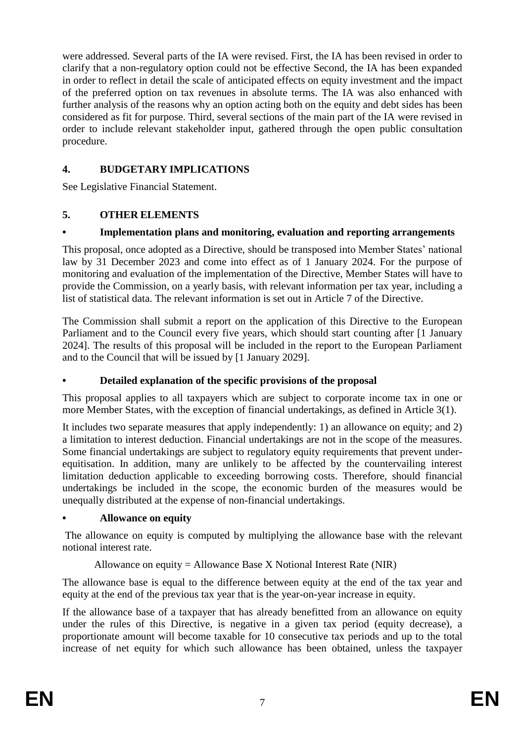were addressed. Several parts of the IA were revised. First, the IA has been revised in order to clarify that a non-regulatory option could not be effective Second, the IA has been expanded in order to reflect in detail the scale of anticipated effects on equity investment and the impact of the preferred option on tax revenues in absolute terms. The IA was also enhanced with further analysis of the reasons why an option acting both on the equity and debt sides has been considered as fit for purpose. Third, several sections of the main part of the IA were revised in order to include relevant stakeholder input, gathered through the open public consultation procedure.

## 4. BUDGETARY IMPLICATIONS

See Legislative Financial Statement.

## 5. OTHER ELEMENTS

### • Implementation plans and monitoring, evaluation and reporting arrangements

This proposal, once adopted as a Directive, should be transposed into Member States' national law by 31 December 2023 and come into effect as of 1 January 2024. For the purpose of monitoring and evaluation of the implementation of the Directive, Member States will have to provide the Commission, on a yearly basis, with relevant information per tax year, including a list of statistical data. The relevant information is set out in Article 7 of the Directive.

The Commission shall submit a report on the application of this Directive to the European Parliament and to the Council every five years, which should start counting after [1 January 2024]. The results of this proposal will be included in the report to the European Parliament and to the Council that will be issued by [1 January 2029].

### • Detailed explanation of the specific provisions of the proposal

This proposal applies to all taxpayers which are subject to corporate income tax in one or more Member States, with the exception of financial undertakings, as defined in Article 3(1).

It includes two separate measures that apply independently: 1) an allowance on equity; and 2) a limitation to interest deduction. Financial undertakings are not in the scope of the measures. Some financial undertakings are subject to regulatory equity requirements that prevent under-equitisation. In addition, many are unlikely to be affected by the countervailing interest limitation deduction applicable to exceeding borrowing costs. Therefore, should financial undertakings be included in the scope, the economic burden of the measures would be unequally distributed at the expense of non-financial undertakings.

### • Allowance on equity

The allowance on equity is computed by multiplying the allowance base with the relevant notional interest rate.

Allowance on equity = Allowance Base X Notional Interest Rate (NIR)

The allowance base is equal to the difference between equity at the end of the tax year and equity at the end of the previous tax year that is the year-on-year increase in equity.

If the allowance base of a taxpayer that has already benefitted from an allowance on equity under the rules of this Directive, is negative in a given tax period (equity decrease), a proportionate amount will become taxable for 10 consecutive tax periods and up to the total increase of net equity for which such allowance has been obtained, unless the taxpayer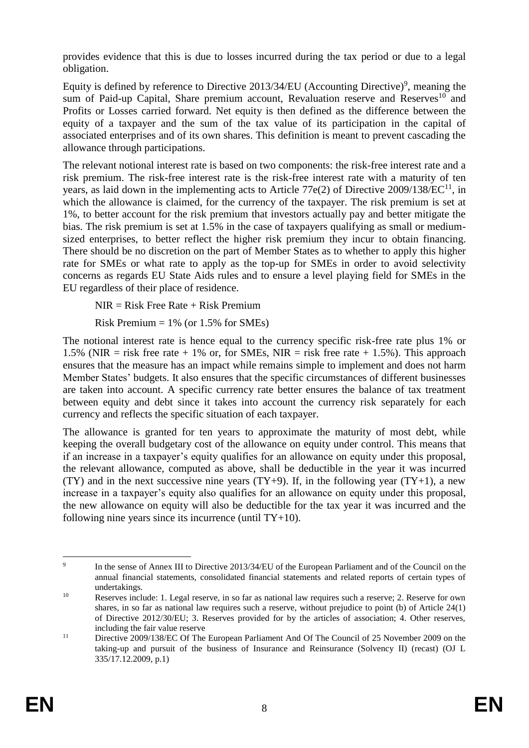provides evidence that this is due to losses incurred during the tax period or due to a legal obligation.

Equity is defined by reference to Directive 2013/34/EU (Accounting Directive)[9], meaning the sum of Paid-up Capital, Share premium account, Revaluation reserve and Reserves[10] and Profits or Losses carried forward. Net equity is then defined as the difference between the equity of a taxpayer and the sum of the tax value of its participation in the capital of associated enterprises and of its own shares. This definition is meant to prevent cascading the allowance through participations.

The relevant notional interest rate is based on two components: the risk-free interest rate and a risk premium. The risk-free interest rate is the risk-free interest rate with a maturity of ten years, as laid down in the implementing acts to Article 77e(2) of Directive 2009/138/EC[11], in which the allowance is claimed, for the currency of the taxpayer. The risk premium is set at 1%, to better account for the risk premium that investors actually pay and better mitigate the bias. The risk premium is set at 1.5% in the case of taxpayers qualifying as small or medium-sized enterprises, to better reflect the higher risk premium they incur to obtain financing. There should be no discretion on the part of Member States as to whether to apply this higher rate for SMEs or what rate to apply as the top-up for SMEs in order to avoid selectivity concerns as regards EU State Aids rules and to ensure a level playing field for SMEs in the EU regardless of their place of residence.

NIR = Risk Free Rate + Risk Premium

Risk Premium = 1% (or 1.5% for SMEs)

The notional interest rate is hence equal to the currency specific risk-free rate plus 1% or 1.5% (NIR = risk free rate + 1% or, for SMEs, NIR = risk free rate + 1.5%). This approach ensures that the measure has an impact while remains simple to implement and does not harm Member States' budgets. It also ensures that the specific circumstances of different businesses are taken into account. A specific currency rate better ensures the balance of tax treatment between equity and debt since it takes into account the currency risk separately for each currency and reflects the specific situation of each taxpayer.

The allowance is granted for ten years to approximate the maturity of most debt, while keeping the overall budgetary cost of the allowance on equity under control. This means that if an increase in a taxpayer's equity qualifies for an allowance on equity under this proposal, the relevant allowance, computed as above, shall be deductible in the year it was incurred (TY) and in the next successive nine years (TY+9). If, in the following year (TY+1), a new increase in a taxpayer's equity also qualifies for an allowance on equity under this proposal, the new allowance on equity will also be deductible for the tax year it was incurred and the following nine years since its incurrence (until TY+10).

---

[9] In the sense of Annex III to Directive 2013/34/EU of the European Parliament and of the Council on the annual financial statements, consolidated financial statements and related reports of certain types of undertakings.

[10] Reserves include: 1. Legal reserve, in so far as national law requires such a reserve; 2. Reserve for own shares, in so far as national law requires such a reserve, without prejudice to point (b) of Article 24(1) of Directive 2012/30/EU; 3. Reserves provided for by the articles of association; 4. Other reserves, including the fair value reserve

[11] Directive 2009/138/EC Of The European Parliament And Of The Council of 25 November 2009 on the taking-up and pursuit of the business of Insurance and Reinsurance (Solvency II) (recast) (OJ L 335/17.12.2009, p.1)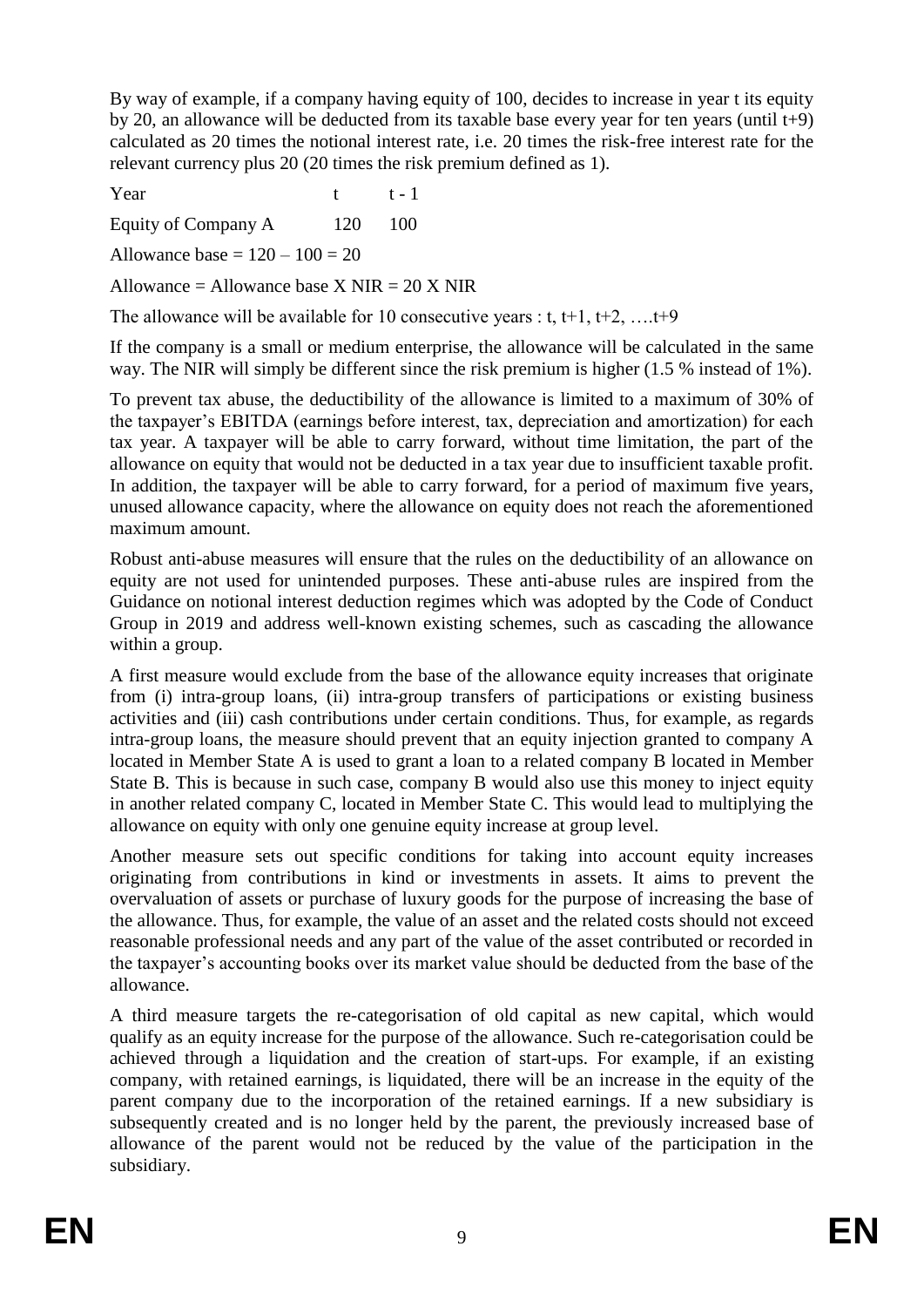By way of example, if a company having equity of 100, decides to increase in year t its equity by 20, an allowance will be deducted from its taxable base every year for ten years (until t+9) calculated as 20 times the notional interest rate, i.e. 20 times the risk-free interest rate for the relevant currency plus 20 (20 times the risk premium defined as 1).

| Year | t | t - 1 |
|---|---|---|
| Equity of Company A | 120 | 100 |

Allowance base = 120 – 100 = 20

Allowance = Allowance base X NIR = 20 X NIR

The allowance will be available for 10 consecutive years : t, t+1, t+2, ….t+9

If the company is a small or medium enterprise, the allowance will be calculated in the same way. The NIR will simply be different since the risk premium is higher (1.5 % instead of 1%).

To prevent tax abuse, the deductibility of the allowance is limited to a maximum of 30% of the taxpayer's EBITDA (earnings before interest, tax, depreciation and amortization) for each tax year. A taxpayer will be able to carry forward, without time limitation, the part of the allowance on equity that would not be deducted in a tax year due to insufficient taxable profit. In addition, the taxpayer will be able to carry forward, for a period of maximum five years, unused allowance capacity, where the allowance on equity does not reach the aforementioned maximum amount.

Robust anti-abuse measures will ensure that the rules on the deductibility of an allowance on equity are not used for unintended purposes. These anti-abuse rules are inspired from the Guidance on notional interest deduction regimes which was adopted by the Code of Conduct Group in 2019 and address well-known existing schemes, such as cascading the allowance within a group.

A first measure would exclude from the base of the allowance equity increases that originate from (i) intra-group loans, (ii) intra-group transfers of participations or existing business activities and (iii) cash contributions under certain conditions. Thus, for example, as regards intra-group loans, the measure should prevent that an equity injection granted to company A located in Member State A is used to grant a loan to a related company B located in Member State B. This is because in such case, company B would also use this money to inject equity in another related company C, located in Member State C. This would lead to multiplying the allowance on equity with only one genuine equity increase at group level.

Another measure sets out specific conditions for taking into account equity increases originating from contributions in kind or investments in assets. It aims to prevent the overvaluation of assets or purchase of luxury goods for the purpose of increasing the base of the allowance. Thus, for example, the value of an asset and the related costs should not exceed reasonable professional needs and any part of the value of the asset contributed or recorded in the taxpayer's accounting books over its market value should be deducted from the base of the allowance.

A third measure targets the re-categorisation of old capital as new capital, which would qualify as an equity increase for the purpose of the allowance. Such re-categorisation could be achieved through a liquidation and the creation of start-ups. For example, if an existing company, with retained earnings, is liquidated, there will be an increase in the equity of the parent company due to the incorporation of the retained earnings. If a new subsidiary is subsequently created and is no longer held by the parent, the previously increased base of allowance of the parent would not be reduced by the value of the participation in the subsidiary.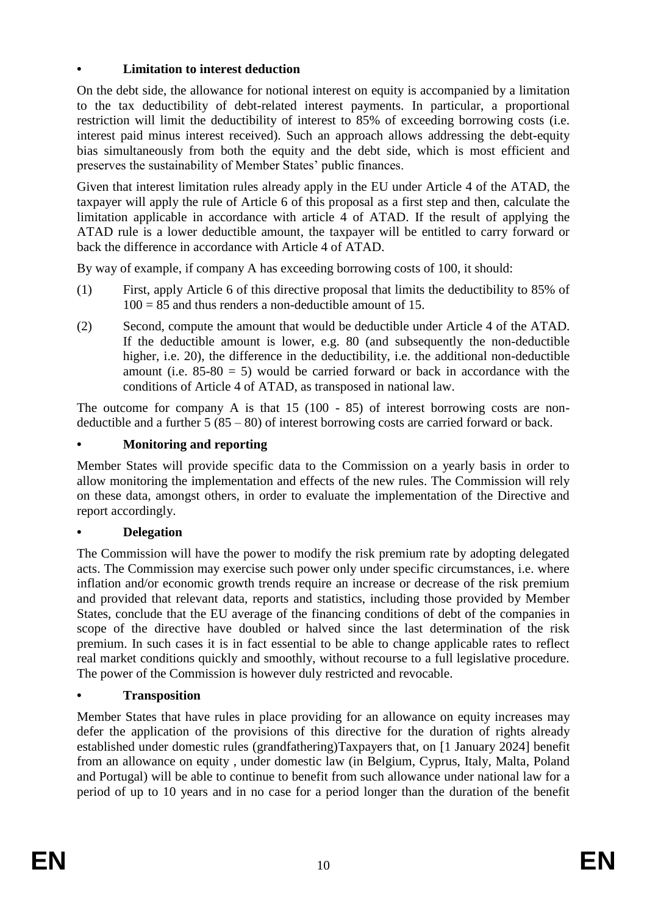- **Limitation to interest deduction**

On the debt side, the allowance for notional interest on equity is accompanied by a limitation to the tax deductibility of debt-related interest payments. In particular, a proportional restriction will limit the deductibility of interest to 85% of exceeding borrowing costs (i.e. interest paid minus interest received). Such an approach allows addressing the debt-equity bias simultaneously from both the equity and the debt side, which is most efficient and preserves the sustainability of Member States' public finances.

Given that interest limitation rules already apply in the EU under Article 4 of the ATAD, the taxpayer will apply the rule of Article 6 of this proposal as a first step and then, calculate the limitation applicable in accordance with article 4 of ATAD. If the result of applying the ATAD rule is a lower deductible amount, the taxpayer will be entitled to carry forward or back the difference in accordance with Article 4 of ATAD.

By way of example, if company A has exceeding borrowing costs of 100, it should:

(1) First, apply Article 6 of this directive proposal that limits the deductibility to 85% of 100 = 85 and thus renders a non-deductible amount of 15.

(2) Second, compute the amount that would be deductible under Article 4 of the ATAD. If the deductible amount is lower, e.g. 80 (and subsequently the non-deductible higher, i.e. 20), the difference in the deductibility, i.e. the additional non-deductible amount (i.e. 85-80 = 5) would be carried forward or back in accordance with the conditions of Article 4 of ATAD, as transposed in national law.

The outcome for company A is that 15 (100 - 85) of interest borrowing costs are non-deductible and a further 5 (85 – 80) of interest borrowing costs are carried forward or back.

- **Monitoring and reporting**

Member States will provide specific data to the Commission on a yearly basis in order to allow monitoring the implementation and effects of the new rules. The Commission will rely on these data, amongst others, in order to evaluate the implementation of the Directive and report accordingly.

- **Delegation**

The Commission will have the power to modify the risk premium rate by adopting delegated acts. The Commission may exercise such power only under specific circumstances, i.e. where inflation and/or economic growth trends require an increase or decrease of the risk premium and provided that relevant data, reports and statistics, including those provided by Member States, conclude that the EU average of the financing conditions of debt of the companies in scope of the directive have doubled or halved since the last determination of the risk premium. In such cases it is in fact essential to be able to change applicable rates to reflect real market conditions quickly and smoothly, without recourse to a full legislative procedure. The power of the Commission is however duly restricted and revocable.

- **Transposition**

Member States that have rules in place providing for an allowance on equity increases may defer the application of the provisions of this directive for the duration of rights already established under domestic rules (grandfathering)Taxpayers that, on [1 January 2024] benefit from an allowance on equity , under domestic law (in Belgium, Cyprus, Italy, Malta, Poland and Portugal) will be able to continue to benefit from such allowance under national law for a period of up to 10 years and in no case for a period longer than the duration of the benefit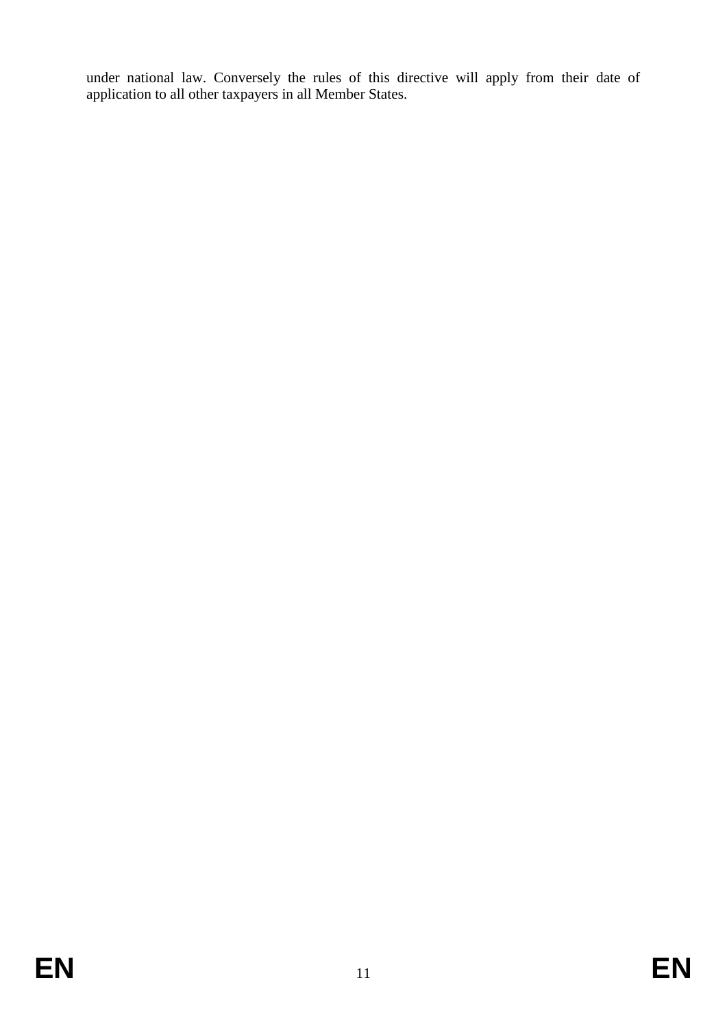under national law. Conversely the rules of this directive will apply from their date of application to all other taxpayers in all Member States.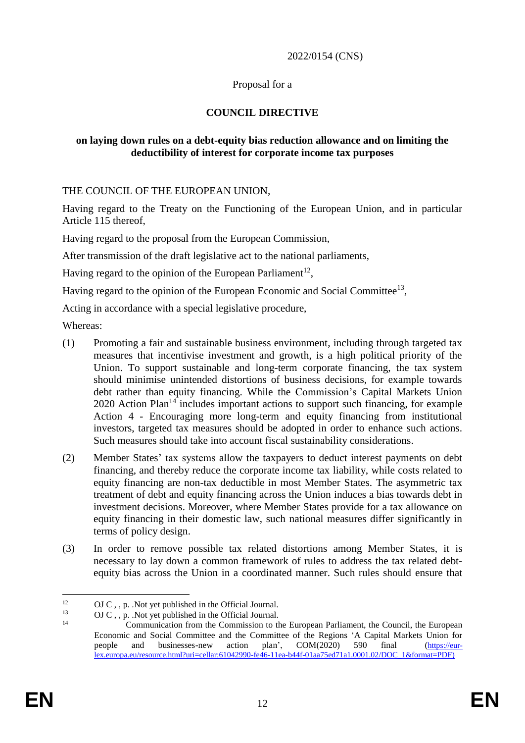2022/0154 (CNS)

Proposal for a

**COUNCIL DIRECTIVE**

**on laying down rules on a debt-equity bias reduction allowance and on limiting the deductibility of interest for corporate income tax purposes**

THE COUNCIL OF THE EUROPEAN UNION,

Having regard to the Treaty on the Functioning of the European Union, and in particular Article 115 thereof,

Having regard to the proposal from the European Commission,

After transmission of the draft legislative act to the national parliaments,

Having regard to the opinion of the European Parliament[12],

Having regard to the opinion of the European Economic and Social Committee[13],

Acting in accordance with a special legislative procedure,

Whereas:

(1) Promoting a fair and sustainable business environment, including through targeted tax measures that incentivise investment and growth, is a high political priority of the Union. To support sustainable and long-term corporate financing, the tax system should minimise unintended distortions of business decisions, for example towards debt rather than equity financing. While the Commission's Capital Markets Union 2020 Action Plan[14] includes important actions to support such financing, for example Action 4 - Encouraging more long-term and equity financing from institutional investors, targeted tax measures should be adopted in order to enhance such actions. Such measures should take into account fiscal sustainability considerations.

(2) Member States' tax systems allow the taxpayers to deduct interest payments on debt financing, and thereby reduce the corporate income tax liability, while costs related to equity financing are non-tax deductible in most Member States. The asymmetric tax treatment of debt and equity financing across the Union induces a bias towards debt in investment decisions. Moreover, where Member States provide for a tax allowance on equity financing in their domestic law, such national measures differ significantly in terms of policy design.

(3) In order to remove possible tax related distortions among Member States, it is necessary to lay down a common framework of rules to address the tax related debt-equity bias across the Union in a coordinated manner. Such rules should ensure that

---

[12] OJ C , , p. .Not yet published in the Official Journal.

[13] OJ C , , p. .Not yet published in the Official Journal.

[14] Communication from the Commission to the European Parliament, the Council, the European Economic and Social Committee and the Committee of the Regions 'A Capital Markets Union for people and businesses-new action plan', COM(2020) 590 final (https://eur-lex.europa.eu/resource.html?uri=cellar:61042990-fe46-11ea-b44f-01aa75ed71a1.0001.02/DOC_1&format=PDF)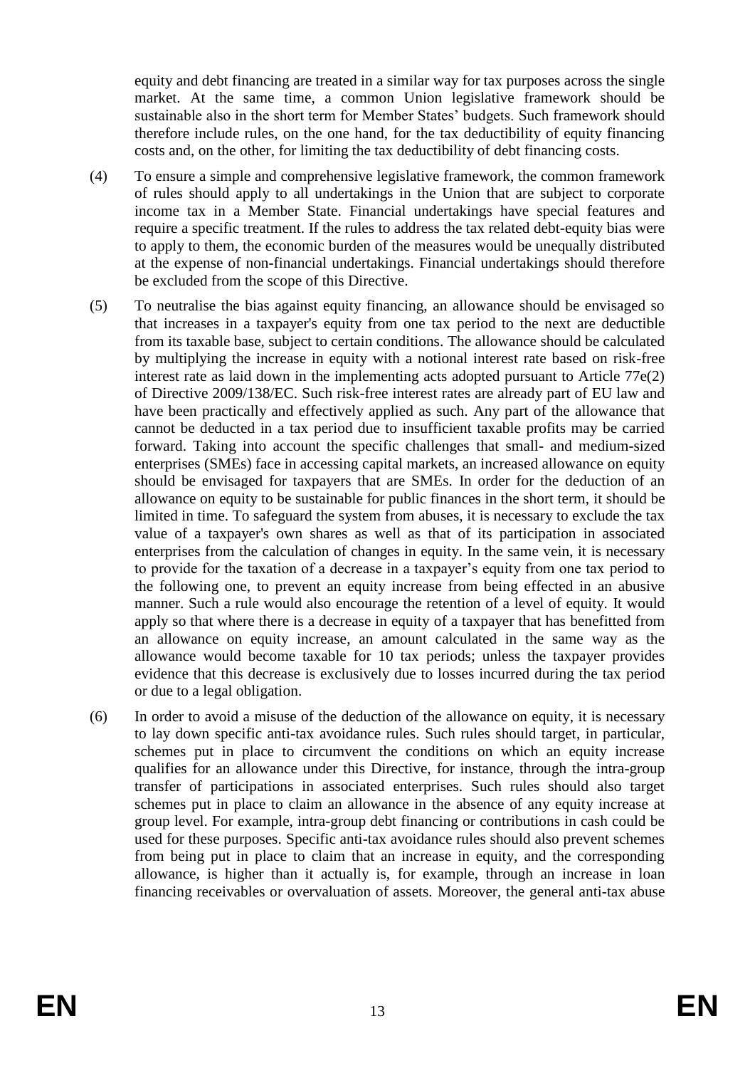equity and debt financing are treated in a similar way for tax purposes across the single market. At the same time, a common Union legislative framework should be sustainable also in the short term for Member States' budgets. Such framework should therefore include rules, on the one hand, for the tax deductibility of equity financing costs and, on the other, for limiting the tax deductibility of debt financing costs.

(4) To ensure a simple and comprehensive legislative framework, the common framework of rules should apply to all undertakings in the Union that are subject to corporate income tax in a Member State. Financial undertakings have special features and require a specific treatment. If the rules to address the tax related debt-equity bias were to apply to them, the economic burden of the measures would be unequally distributed at the expense of non-financial undertakings. Financial undertakings should therefore be excluded from the scope of this Directive.

(5) To neutralise the bias against equity financing, an allowance should be envisaged so that increases in a taxpayer's equity from one tax period to the next are deductible from its taxable base, subject to certain conditions. The allowance should be calculated by multiplying the increase in equity with a notional interest rate based on risk-free interest rate as laid down in the implementing acts adopted pursuant to Article 77e(2) of Directive 2009/138/EC. Such risk-free interest rates are already part of EU law and have been practically and effectively applied as such. Any part of the allowance that cannot be deducted in a tax period due to insufficient taxable profits may be carried forward. Taking into account the specific challenges that small- and medium-sized enterprises (SMEs) face in accessing capital markets, an increased allowance on equity should be envisaged for taxpayers that are SMEs. In order for the deduction of an allowance on equity to be sustainable for public finances in the short term, it should be limited in time. To safeguard the system from abuses, it is necessary to exclude the tax value of a taxpayer's own shares as well as that of its participation in associated enterprises from the calculation of changes in equity. In the same vein, it is necessary to provide for the taxation of a decrease in a taxpayer's equity from one tax period to the following one, to prevent an equity increase from being effected in an abusive manner. Such a rule would also encourage the retention of a level of equity. It would apply so that where there is a decrease in equity of a taxpayer that has benefitted from an allowance on equity increase, an amount calculated in the same way as the allowance would become taxable for 10 tax periods; unless the taxpayer provides evidence that this decrease is exclusively due to losses incurred during the tax period or due to a legal obligation.

(6) In order to avoid a misuse of the deduction of the allowance on equity, it is necessary to lay down specific anti-tax avoidance rules. Such rules should target, in particular, schemes put in place to circumvent the conditions on which an equity increase qualifies for an allowance under this Directive, for instance, through the intra-group transfer of participations in associated enterprises. Such rules should also target schemes put in place to claim an allowance in the absence of any equity increase at group level. For example, intra-group debt financing or contributions in cash could be used for these purposes. Specific anti-tax avoidance rules should also prevent schemes from being put in place to claim that an increase in equity, and the corresponding allowance, is higher than it actually is, for example, through an increase in loan financing receivables or overvaluation of assets. Moreover, the general anti-tax abuse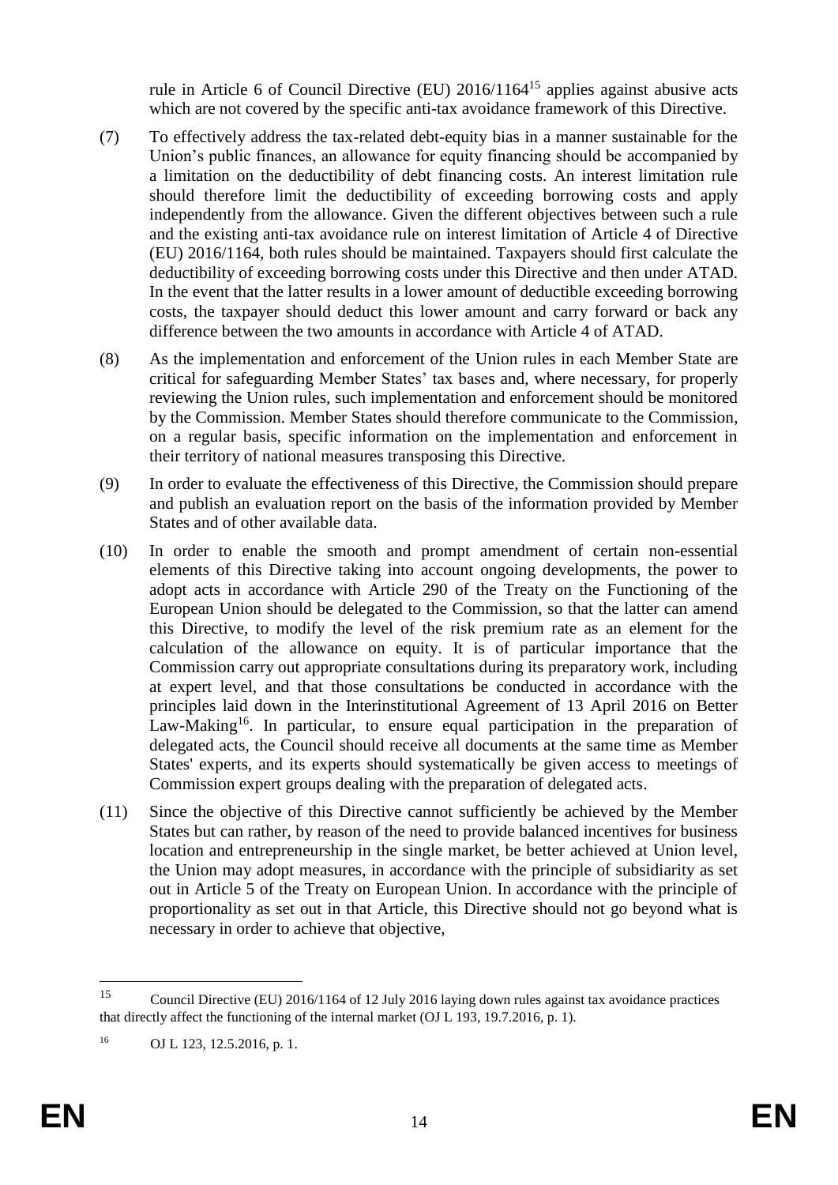rule in Article 6 of Council Directive (EU) 2016/1164[15] applies against abusive acts which are not covered by the specific anti-tax avoidance framework of this Directive.

(7) To effectively address the tax-related debt-equity bias in a manner sustainable for the Union's public finances, an allowance for equity financing should be accompanied by a limitation on the deductibility of debt financing costs. An interest limitation rule should therefore limit the deductibility of exceeding borrowing costs and apply independently from the allowance. Given the different objectives between such a rule and the existing anti-tax avoidance rule on interest limitation of Article 4 of Directive (EU) 2016/1164, both rules should be maintained. Taxpayers should first calculate the deductibility of exceeding borrowing costs under this Directive and then under ATAD. In the event that the latter results in a lower amount of deductible exceeding borrowing costs, the taxpayer should deduct this lower amount and carry forward or back any difference between the two amounts in accordance with Article 4 of ATAD.

(8) As the implementation and enforcement of the Union rules in each Member State are critical for safeguarding Member States' tax bases and, where necessary, for properly reviewing the Union rules, such implementation and enforcement should be monitored by the Commission. Member States should therefore communicate to the Commission, on a regular basis, specific information on the implementation and enforcement in their territory of national measures transposing this Directive.

(9) In order to evaluate the effectiveness of this Directive, the Commission should prepare and publish an evaluation report on the basis of the information provided by Member States and of other available data.

(10) In order to enable the smooth and prompt amendment of certain non-essential elements of this Directive taking into account ongoing developments, the power to adopt acts in accordance with Article 290 of the Treaty on the Functioning of the European Union should be delegated to the Commission, so that the latter can amend this Directive, to modify the level of the risk premium rate as an element for the calculation of the allowance on equity. It is of particular importance that the Commission carry out appropriate consultations during its preparatory work, including at expert level, and that those consultations be conducted in accordance with the principles laid down in the Interinstitutional Agreement of 13 April 2016 on Better Law-Making[16]. In particular, to ensure equal participation in the preparation of delegated acts, the Council should receive all documents at the same time as Member States' experts, and its experts should systematically be given access to meetings of Commission expert groups dealing with the preparation of delegated acts.

(11) Since the objective of this Directive cannot sufficiently be achieved by the Member States but can rather, by reason of the need to provide balanced incentives for business location and entrepreneurship in the single market, be better achieved at Union level, the Union may adopt measures, in accordance with the principle of subsidiarity as set out in Article 5 of the Treaty on European Union. In accordance with the principle of proportionality as set out in that Article, this Directive should not go beyond what is necessary in order to achieve that objective,

---

[15] Council Directive (EU) 2016/1164 of 12 July 2016 laying down rules against tax avoidance practices that directly affect the functioning of the internal market (OJ L 193, 19.7.2016, p. 1).

[16] OJ L 123, 12.5.2016, p. 1.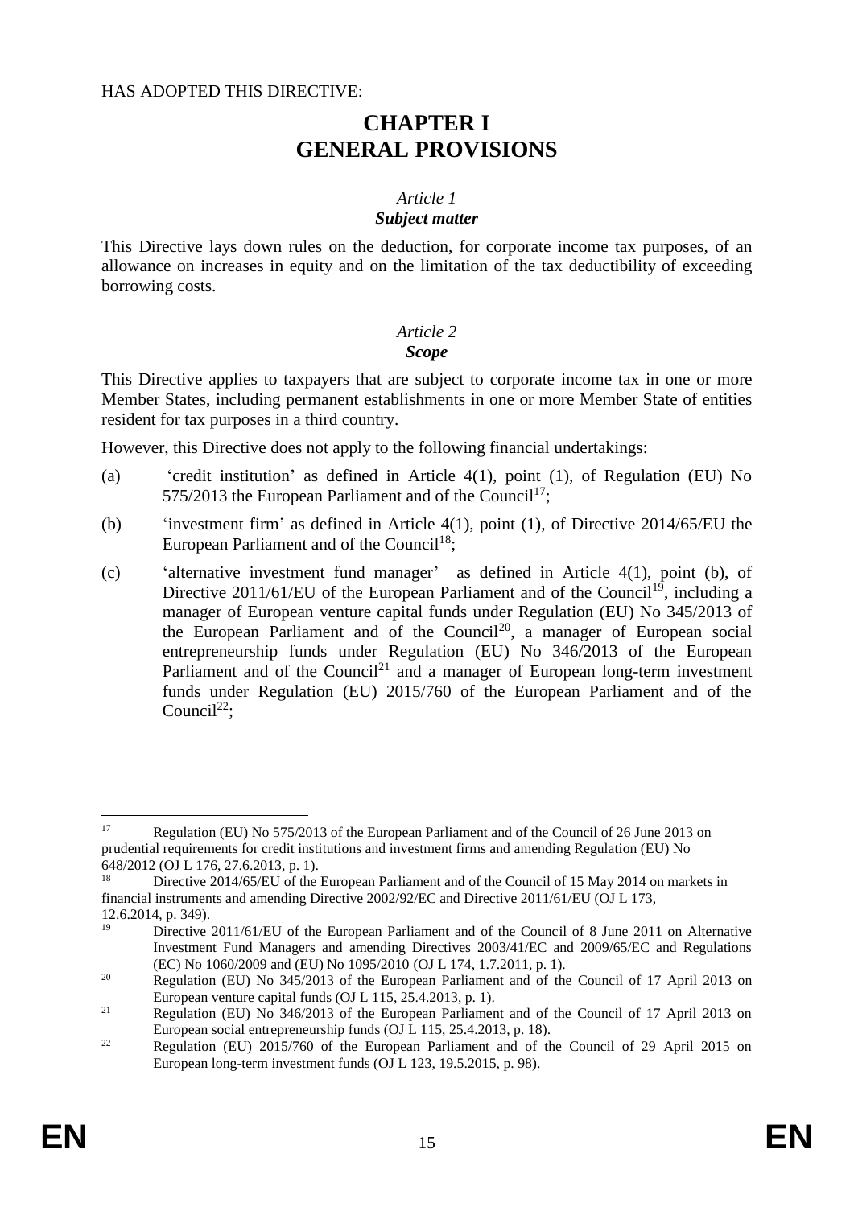HAS ADOPTED THIS DIRECTIVE:

# CHAPTER I
# GENERAL PROVISIONS

*Article 1*

***Subject matter***

This Directive lays down rules on the deduction, for corporate income tax purposes, of an allowance on increases in equity and on the limitation of the tax deductibility of exceeding borrowing costs.

*Article 2*

***Scope***

This Directive applies to taxpayers that are subject to corporate income tax in one or more Member States, including permanent establishments in one or more Member State of entities resident for tax purposes in a third country.

However, this Directive does not apply to the following financial undertakings:

(a) 'credit institution' as defined in Article 4(1), point (1), of Regulation (EU) No 575/2013 the European Parliament and of the Council[17];

(b) 'investment firm' as defined in Article 4(1), point (1), of Directive 2014/65/EU the European Parliament and of the Council[18];

(c) 'alternative investment fund manager' as defined in Article 4(1), point (b), of Directive 2011/61/EU of the European Parliament and of the Council[19], including a manager of European venture capital funds under Regulation (EU) No 345/2013 of the European Parliament and of the Council[20], a manager of European social entrepreneurship funds under Regulation (EU) No 346/2013 of the European Parliament and of the Council[21] and a manager of European long-term investment funds under Regulation (EU) 2015/760 of the European Parliament and of the Council[22];

---

[17] Regulation (EU) No 575/2013 of the European Parliament and of the Council of 26 June 2013 on prudential requirements for credit institutions and investment firms and amending Regulation (EU) No 648/2012 (OJ L 176, 27.6.2013, p. 1).

[18] Directive 2014/65/EU of the European Parliament and of the Council of 15 May 2014 on markets in financial instruments and amending Directive 2002/92/EC and Directive 2011/61/EU (OJ L 173, 12.6.2014, p. 349).

[19] Directive 2011/61/EU of the European Parliament and of the Council of 8 June 2011 on Alternative Investment Fund Managers and amending Directives 2003/41/EC and 2009/65/EC and Regulations (EC) No 1060/2009 and (EU) No 1095/2010 (OJ L 174, 1.7.2011, p. 1).

[20] Regulation (EU) No 345/2013 of the European Parliament and of the Council of 17 April 2013 on European venture capital funds (OJ L 115, 25.4.2013, p. 1).

[21] Regulation (EU) No 346/2013 of the European Parliament and of the Council of 17 April 2013 on European social entrepreneurship funds (OJ L 115, 25.4.2013, p. 18).

[22] Regulation (EU) 2015/760 of the European Parliament and of the Council of 29 April 2015 on European long-term investment funds (OJ L 123, 19.5.2015, p. 98).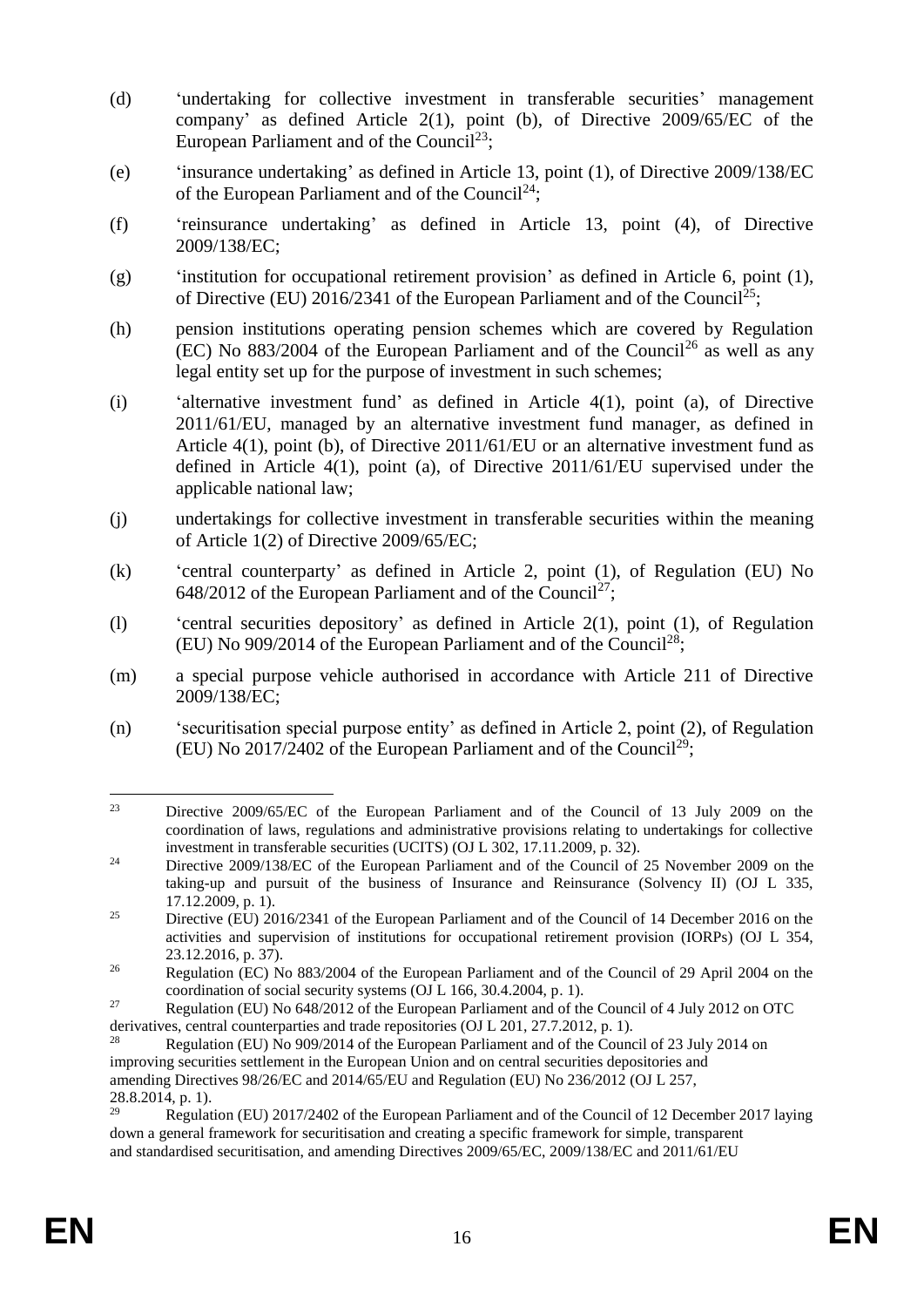(d) 'undertaking for collective investment in transferable securities' management company' as defined Article 2(1), point (b), of Directive 2009/65/EC of the European Parliament and of the Council[23];

(e) 'insurance undertaking' as defined in Article 13, point (1), of Directive 2009/138/EC of the European Parliament and of the Council[24];

(f) 'reinsurance undertaking' as defined in Article 13, point (4), of Directive 2009/138/EC;

(g) 'institution for occupational retirement provision' as defined in Article 6, point (1), of Directive (EU) 2016/2341 of the European Parliament and of the Council[25];

(h) pension institutions operating pension schemes which are covered by Regulation (EC) No 883/2004 of the European Parliament and of the Council[26] as well as any legal entity set up for the purpose of investment in such schemes;

(i) 'alternative investment fund' as defined in Article 4(1), point (a), of Directive 2011/61/EU, managed by an alternative investment fund manager, as defined in Article 4(1), point (b), of Directive 2011/61/EU or an alternative investment fund as defined in Article 4(1), point (a), of Directive 2011/61/EU supervised under the applicable national law;

(j) undertakings for collective investment in transferable securities within the meaning of Article 1(2) of Directive 2009/65/EC;

(k) 'central counterparty' as defined in Article 2, point (1), of Regulation (EU) No 648/2012 of the European Parliament and of the Council[27];

(l) 'central securities depository' as defined in Article 2(1), point (1), of Regulation (EU) No 909/2014 of the European Parliament and of the Council[28];

(m) a special purpose vehicle authorised in accordance with Article 211 of Directive 2009/138/EC;

(n) 'securitisation special purpose entity' as defined in Article 2, point (2), of Regulation (EU) No 2017/2402 of the European Parliament and of the Council[29];

---

[23] Directive 2009/65/EC of the European Parliament and of the Council of 13 July 2009 on the coordination of laws, regulations and administrative provisions relating to undertakings for collective investment in transferable securities (UCITS) (OJ L 302, 17.11.2009, p. 32).

[24] Directive 2009/138/EC of the European Parliament and of the Council of 25 November 2009 on the taking-up and pursuit of the business of Insurance and Reinsurance (Solvency II) (OJ L 335, 17.12.2009, p. 1).

[25] Directive (EU) 2016/2341 of the European Parliament and of the Council of 14 December 2016 on the activities and supervision of institutions for occupational retirement provision (IORPs) (OJ L 354, 23.12.2016, p. 37).

[26] Regulation (EC) No 883/2004 of the European Parliament and of the Council of 29 April 2004 on the coordination of social security systems (OJ L 166, 30.4.2004, p. 1).

[27] Regulation (EU) No 648/2012 of the European Parliament and of the Council of 4 July 2012 on OTC derivatives, central counterparties and trade repositories (OJ L 201, 27.7.2012, p. 1).

[28] Regulation (EU) No 909/2014 of the European Parliament and of the Council of 23 July 2014 on improving securities settlement in the European Union and on central securities depositories and amending Directives 98/26/EC and 2014/65/EU and Regulation (EU) No 236/2012 (OJ L 257, 28.8.2014, p. 1).

[29] Regulation (EU) 2017/2402 of the European Parliament and of the Council of 12 December 2017 laying down a general framework for securitisation and creating a specific framework for simple, transparent and standardised securitisation, and amending Directives 2009/65/EC, 2009/138/EC and 2011/61/EU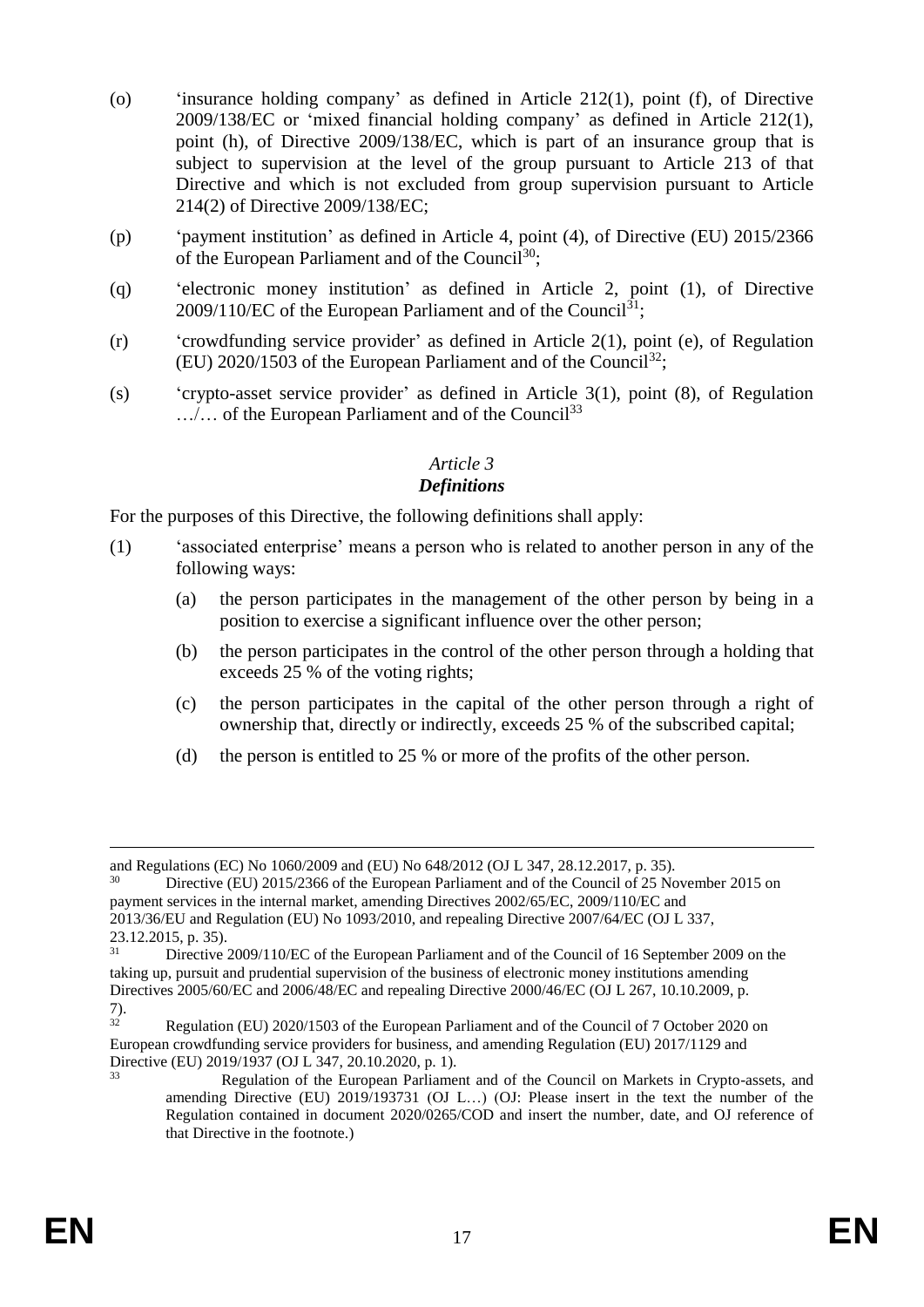(o) 'insurance holding company' as defined in Article 212(1), point (f), of Directive 2009/138/EC or 'mixed financial holding company' as defined in Article 212(1), point (h), of Directive 2009/138/EC, which is part of an insurance group that is subject to supervision at the level of the group pursuant to Article 213 of that Directive and which is not excluded from group supervision pursuant to Article 214(2) of Directive 2009/138/EC;

(p) 'payment institution' as defined in Article 4, point (4), of Directive (EU) 2015/2366 of the European Parliament and of the Council[30];

(q) 'electronic money institution' as defined in Article 2, point (1), of Directive 2009/110/EC of the European Parliament and of the Council[31];

(r) 'crowdfunding service provider' as defined in Article 2(1), point (e), of Regulation (EU) 2020/1503 of the European Parliament and of the Council[32];

(s) 'crypto-asset service provider' as defined in Article 3(1), point (8), of Regulation …/… of the European Parliament and of the Council[33]

### *Article 3*
### ***Definitions***

For the purposes of this Directive, the following definitions shall apply:

(1) 'associated enterprise' means a person who is related to another person in any of the following ways:

  (a) the person participates in the management of the other person by being in a position to exercise a significant influence over the other person;

  (b) the person participates in the control of the other person through a holding that exceeds 25 % of the voting rights;

  (c) the person participates in the capital of the other person through a right of ownership that, directly or indirectly, exceeds 25 % of the subscribed capital;

  (d) the person is entitled to 25 % or more of the profits of the other person.

---

and Regulations (EC) No 1060/2009 and (EU) No 648/2012 (OJ L 347, 28.12.2017, p. 35).

[30] Directive (EU) 2015/2366 of the European Parliament and of the Council of 25 November 2015 on payment services in the internal market, amending Directives 2002/65/EC, 2009/110/EC and 2013/36/EU and Regulation (EU) No 1093/2010, and repealing Directive 2007/64/EC (OJ L 337, 23.12.2015, p. 35).

[31] Directive 2009/110/EC of the European Parliament and of the Council of 16 September 2009 on the taking up, pursuit and prudential supervision of the business of electronic money institutions amending Directives 2005/60/EC and 2006/48/EC and repealing Directive 2000/46/EC (OJ L 267, 10.10.2009, p. 7).

[32] Regulation (EU) 2020/1503 of the European Parliament and of the Council of 7 October 2020 on European crowdfunding service providers for business, and amending Regulation (EU) 2017/1129 and Directive (EU) 2019/1937 (OJ L 347, 20.10.2020, p. 1).

[33] Regulation of the European Parliament and of the Council on Markets in Crypto-assets, and amending Directive (EU) 2019/193731 (OJ L…) (OJ: Please insert in the text the number of the Regulation contained in document 2020/0265/COD and insert the number, date, and OJ reference of that Directive in the footnote.)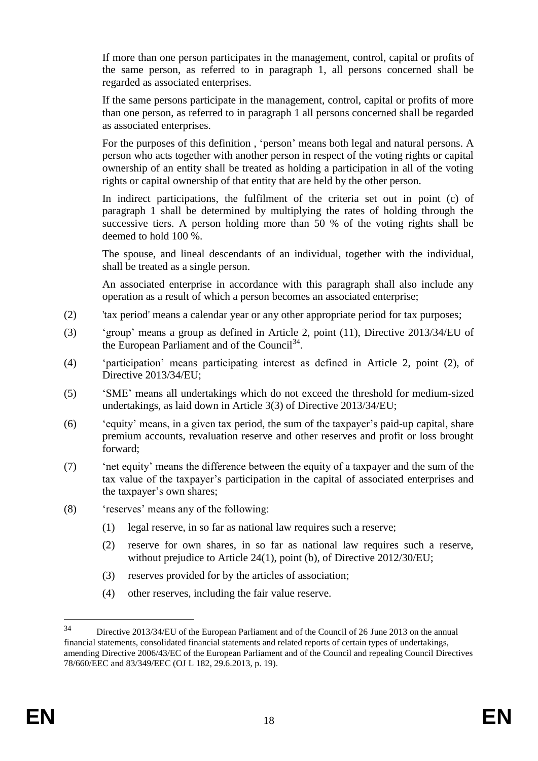If more than one person participates in the management, control, capital or profits of the same person, as referred to in paragraph 1, all persons concerned shall be regarded as associated enterprises.

If the same persons participate in the management, control, capital or profits of more than one person, as referred to in paragraph 1 all persons concerned shall be regarded as associated enterprises.

For the purposes of this definition , 'person' means both legal and natural persons. A person who acts together with another person in respect of the voting rights or capital ownership of an entity shall be treated as holding a participation in all of the voting rights or capital ownership of that entity that are held by the other person.

In indirect participations, the fulfilment of the criteria set out in point (c) of paragraph 1 shall be determined by multiplying the rates of holding through the successive tiers. A person holding more than 50 % of the voting rights shall be deemed to hold 100 %.

The spouse, and lineal descendants of an individual, together with the individual, shall be treated as a single person.

An associated enterprise in accordance with this paragraph shall also include any operation as a result of which a person becomes an associated enterprise;

(2) 'tax period' means a calendar year or any other appropriate period for tax purposes;

(3) 'group' means a group as defined in Article 2, point (11), Directive 2013/34/EU of the European Parliament and of the Council[34].

(4) 'participation' means participating interest as defined in Article 2, point (2), of Directive 2013/34/EU;

(5) 'SME' means all undertakings which do not exceed the threshold for medium-sized undertakings, as laid down in Article 3(3) of Directive 2013/34/EU;

(6) 'equity' means, in a given tax period, the sum of the taxpayer's paid-up capital, share premium accounts, revaluation reserve and other reserves and profit or loss brought forward;

(7) 'net equity' means the difference between the equity of a taxpayer and the sum of the tax value of the taxpayer's participation in the capital of associated enterprises and the taxpayer's own shares;

(8) 'reserves' means any of the following:

   (1) legal reserve, in so far as national law requires such a reserve;

   (2) reserve for own shares, in so far as national law requires such a reserve, without prejudice to Article 24(1), point (b), of Directive 2012/30/EU;

   (3) reserves provided for by the articles of association;

   (4) other reserves, including the fair value reserve.

---

[34] Directive 2013/34/EU of the European Parliament and of the Council of 26 June 2013 on the annual financial statements, consolidated financial statements and related reports of certain types of undertakings, amending Directive 2006/43/EC of the European Parliament and of the Council and repealing Council Directives 78/660/EEC and 83/349/EEC (OJ L 182, 29.6.2013, p. 19).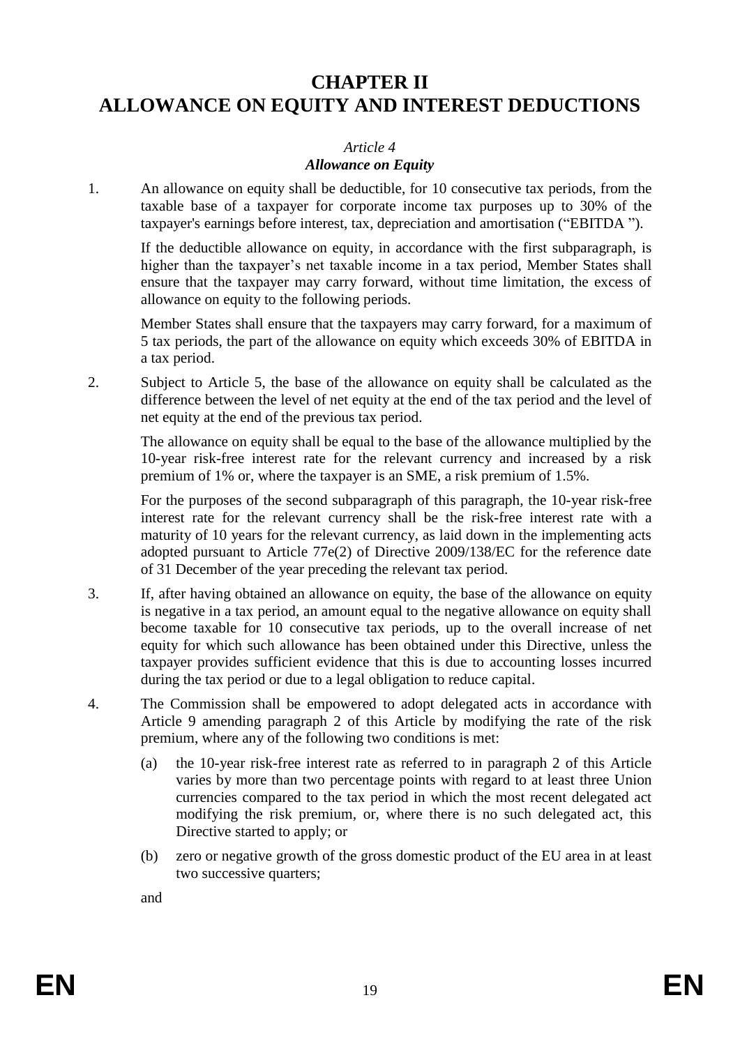# CHAPTER II
# ALLOWANCE ON EQUITY AND INTEREST DEDUCTIONS

*Article 4*

***Allowance on Equity***

1. An allowance on equity shall be deductible, for 10 consecutive tax periods, from the taxable base of a taxpayer for corporate income tax purposes up to 30% of the taxpayer's earnings before interest, tax, depreciation and amortisation ("EBITDA ").

   If the deductible allowance on equity, in accordance with the first subparagraph, is higher than the taxpayer's net taxable income in a tax period, Member States shall ensure that the taxpayer may carry forward, without time limitation, the excess of allowance on equity to the following periods.

   Member States shall ensure that the taxpayers may carry forward, for a maximum of 5 tax periods, the part of the allowance on equity which exceeds 30% of EBITDA in a tax period.

2. Subject to Article 5, the base of the allowance on equity shall be calculated as the difference between the level of net equity at the end of the tax period and the level of net equity at the end of the previous tax period.

   The allowance on equity shall be equal to the base of the allowance multiplied by the 10-year risk-free interest rate for the relevant currency and increased by a risk premium of 1% or, where the taxpayer is an SME, a risk premium of 1.5%.

   For the purposes of the second subparagraph of this paragraph, the 10-year risk-free interest rate for the relevant currency shall be the risk-free interest rate with a maturity of 10 years for the relevant currency, as laid down in the implementing acts adopted pursuant to Article 77e(2) of Directive 2009/138/EC for the reference date of 31 December of the year preceding the relevant tax period.

3. If, after having obtained an allowance on equity, the base of the allowance on equity is negative in a tax period, an amount equal to the negative allowance on equity shall become taxable for 10 consecutive tax periods, up to the overall increase of net equity for which such allowance has been obtained under this Directive, unless the taxpayer provides sufficient evidence that this is due to accounting losses incurred during the tax period or due to a legal obligation to reduce capital.

4. The Commission shall be empowered to adopt delegated acts in accordance with Article 9 amending paragraph 2 of this Article by modifying the rate of the risk premium, where any of the following two conditions is met:

   (a) the 10-year risk-free interest rate as referred to in paragraph 2 of this Article varies by more than two percentage points with regard to at least three Union currencies compared to the tax period in which the most recent delegated act modifying the risk premium, or, where there is no such delegated act, this Directive started to apply; or

   (b) zero or negative growth of the gross domestic product of the EU area in at least two successive quarters;

   and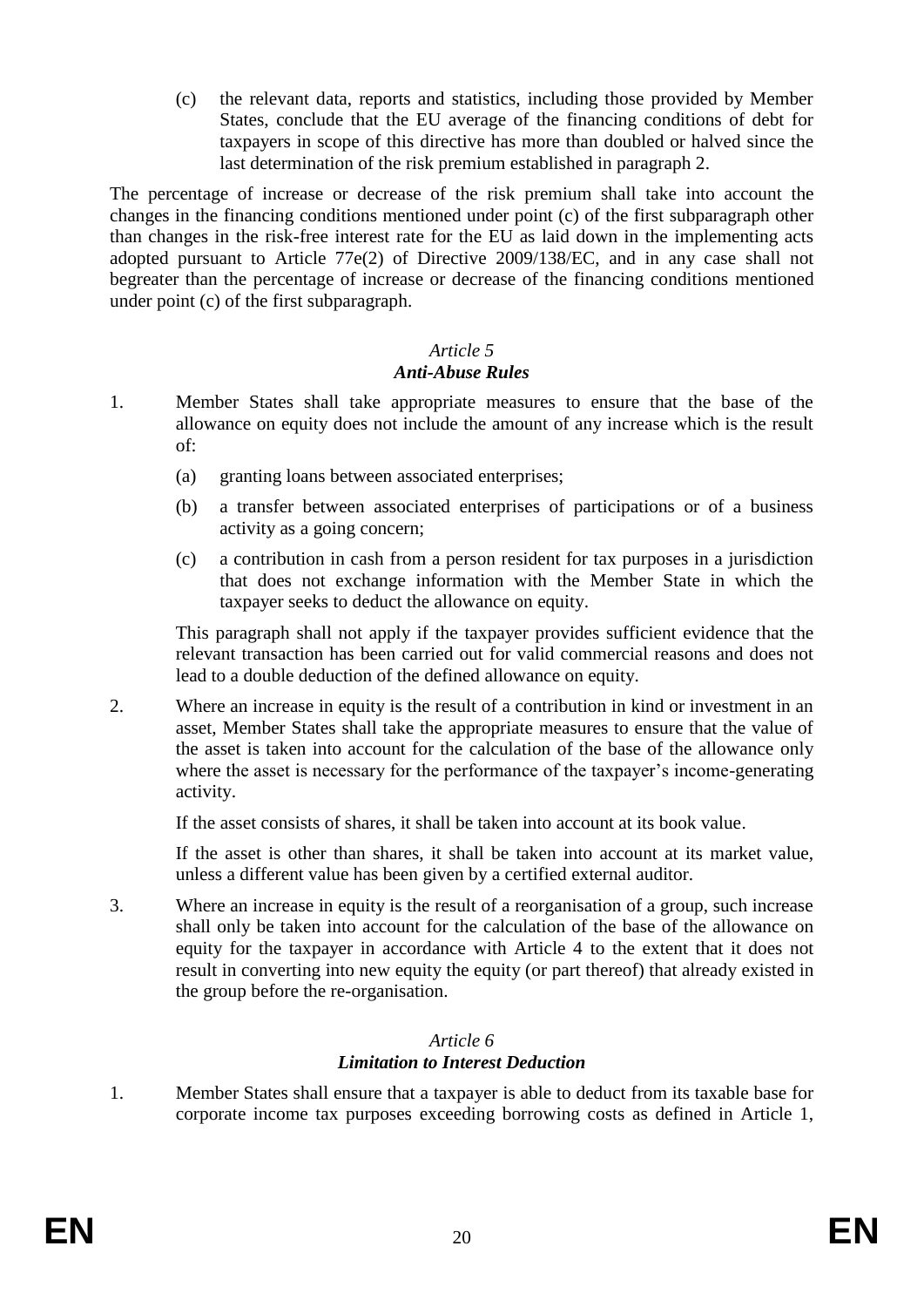(c) the relevant data, reports and statistics, including those provided by Member States, conclude that the EU average of the financing conditions of debt for taxpayers in scope of this directive has more than doubled or halved since the last determination of the risk premium established in paragraph 2.

The percentage of increase or decrease of the risk premium shall take into account the changes in the financing conditions mentioned under point (c) of the first subparagraph other than changes in the risk-free interest rate for the EU as laid down in the implementing acts adopted pursuant to Article 77e(2) of Directive 2009/138/EC, and in any case shall not begreater than the percentage of increase or decrease of the financing conditions mentioned under point (c) of the first subparagraph.

*Article 5*

***Anti-Abuse Rules***

1. Member States shall take appropriate measures to ensure that the base of the allowance on equity does not include the amount of any increase which is the result of:

   (a) granting loans between associated enterprises;

   (b) a transfer between associated enterprises of participations or of a business activity as a going concern;

   (c) a contribution in cash from a person resident for tax purposes in a jurisdiction that does not exchange information with the Member State in which the taxpayer seeks to deduct the allowance on equity.

   This paragraph shall not apply if the taxpayer provides sufficient evidence that the relevant transaction has been carried out for valid commercial reasons and does not lead to a double deduction of the defined allowance on equity.

2. Where an increase in equity is the result of a contribution in kind or investment in an asset, Member States shall take the appropriate measures to ensure that the value of the asset is taken into account for the calculation of the base of the allowance only where the asset is necessary for the performance of the taxpayer's income-generating activity.

   If the asset consists of shares, it shall be taken into account at its book value.

   If the asset is other than shares, it shall be taken into account at its market value, unless a different value has been given by a certified external auditor.

3. Where an increase in equity is the result of a reorganisation of a group, such increase shall only be taken into account for the calculation of the base of the allowance on equity for the taxpayer in accordance with Article 4 to the extent that it does not result in converting into new equity the equity (or part thereof) that already existed in the group before the re-organisation.

*Article 6*

***Limitation to Interest Deduction***

1. Member States shall ensure that a taxpayer is able to deduct from its taxable base for corporate income tax purposes exceeding borrowing costs as defined in Article 1,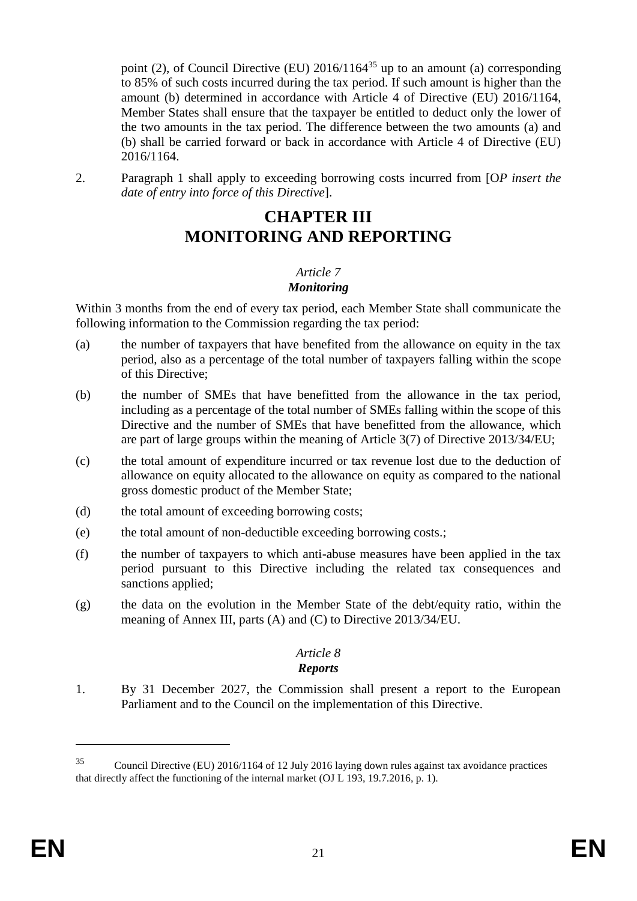point (2), of Council Directive (EU) 2016/1164[35] up to an amount (a) corresponding to 85% of such costs incurred during the tax period. If such amount is higher than the amount (b) determined in accordance with Article 4 of Directive (EU) 2016/1164, Member States shall ensure that the taxpayer be entitled to deduct only the lower of the two amounts in the tax period. The difference between the two amounts (a) and (b) shall be carried forward or back in accordance with Article 4 of Directive (EU) 2016/1164.

2. Paragraph 1 shall apply to exceeding borrowing costs incurred from [O*P insert the date of entry into force of this Directive*].

# CHAPTER III
# MONITORING AND REPORTING

### *Article 7*
### ***Monitoring***

Within 3 months from the end of every tax period, each Member State shall communicate the following information to the Commission regarding the tax period:

(a) the number of taxpayers that have benefited from the allowance on equity in the tax period, also as a percentage of the total number of taxpayers falling within the scope of this Directive;

(b) the number of SMEs that have benefitted from the allowance in the tax period, including as a percentage of the total number of SMEs falling within the scope of this Directive and the number of SMEs that have benefitted from the allowance, which are part of large groups within the meaning of Article 3(7) of Directive 2013/34/EU;

(c) the total amount of expenditure incurred or tax revenue lost due to the deduction of allowance on equity allocated to the allowance on equity as compared to the national gross domestic product of the Member State;

(d) the total amount of exceeding borrowing costs;

(e) the total amount of non-deductible exceeding borrowing costs.;

(f) the number of taxpayers to which anti-abuse measures have been applied in the tax period pursuant to this Directive including the related tax consequences and sanctions applied;

(g) the data on the evolution in the Member State of the debt/equity ratio, within the meaning of Annex III, parts (A) and (C) to Directive 2013/34/EU.

### *Article 8*
### ***Reports***

1. By 31 December 2027, the Commission shall present a report to the European Parliament and to the Council on the implementation of this Directive.

---

[35] Council Directive (EU) 2016/1164 of 12 July 2016 laying down rules against tax avoidance practices that directly affect the functioning of the internal market (OJ L 193, 19.7.2016, p. 1).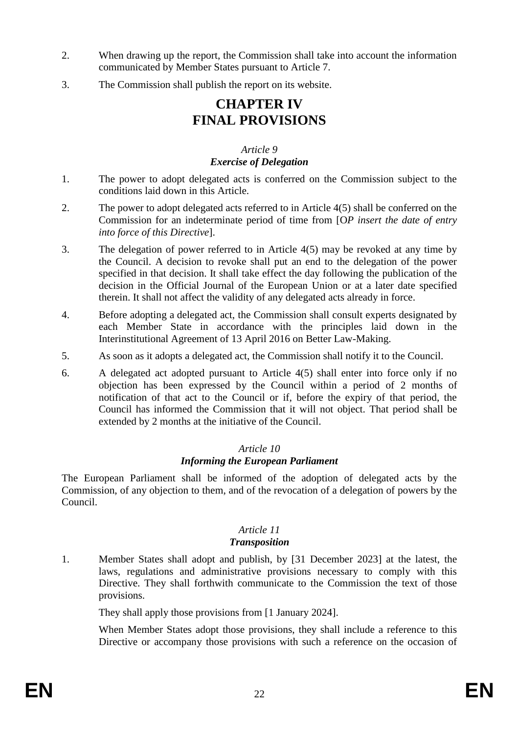2. When drawing up the report, the Commission shall take into account the information communicated by Member States pursuant to Article 7.

3. The Commission shall publish the report on its website.

# CHAPTER IV
# FINAL PROVISIONS

### *Article 9*
### ***Exercise of Delegation***

1. The power to adopt delegated acts is conferred on the Commission subject to the conditions laid down in this Article.

2. The power to adopt delegated acts referred to in Article 4(5) shall be conferred on the Commission for an indeterminate period of time from [O*P insert the date of entry into force of this Directive*].

3. The delegation of power referred to in Article 4(5) may be revoked at any time by the Council. A decision to revoke shall put an end to the delegation of the power specified in that decision. It shall take effect the day following the publication of the decision in the Official Journal of the European Union or at a later date specified therein. It shall not affect the validity of any delegated acts already in force.

4. Before adopting a delegated act, the Commission shall consult experts designated by each Member State in accordance with the principles laid down in the Interinstitutional Agreement of 13 April 2016 on Better Law-Making.

5. As soon as it adopts a delegated act, the Commission shall notify it to the Council.

6. A delegated act adopted pursuant to Article 4(5) shall enter into force only if no objection has been expressed by the Council within a period of 2 months of notification of that act to the Council or if, before the expiry of that period, the Council has informed the Commission that it will not object. That period shall be extended by 2 months at the initiative of the Council.

### *Article 10*
### ***Informing the European Parliament***

The European Parliament shall be informed of the adoption of delegated acts by the Commission, of any objection to them, and of the revocation of a delegation of powers by the Council.

### *Article 11*
### ***Transposition***

1. Member States shall adopt and publish, by [31 December 2023] at the latest, the laws, regulations and administrative provisions necessary to comply with this Directive. They shall forthwith communicate to the Commission the text of those provisions.

   They shall apply those provisions from [1 January 2024].

   When Member States adopt those provisions, they shall include a reference to this Directive or accompany those provisions with such a reference on the occasion of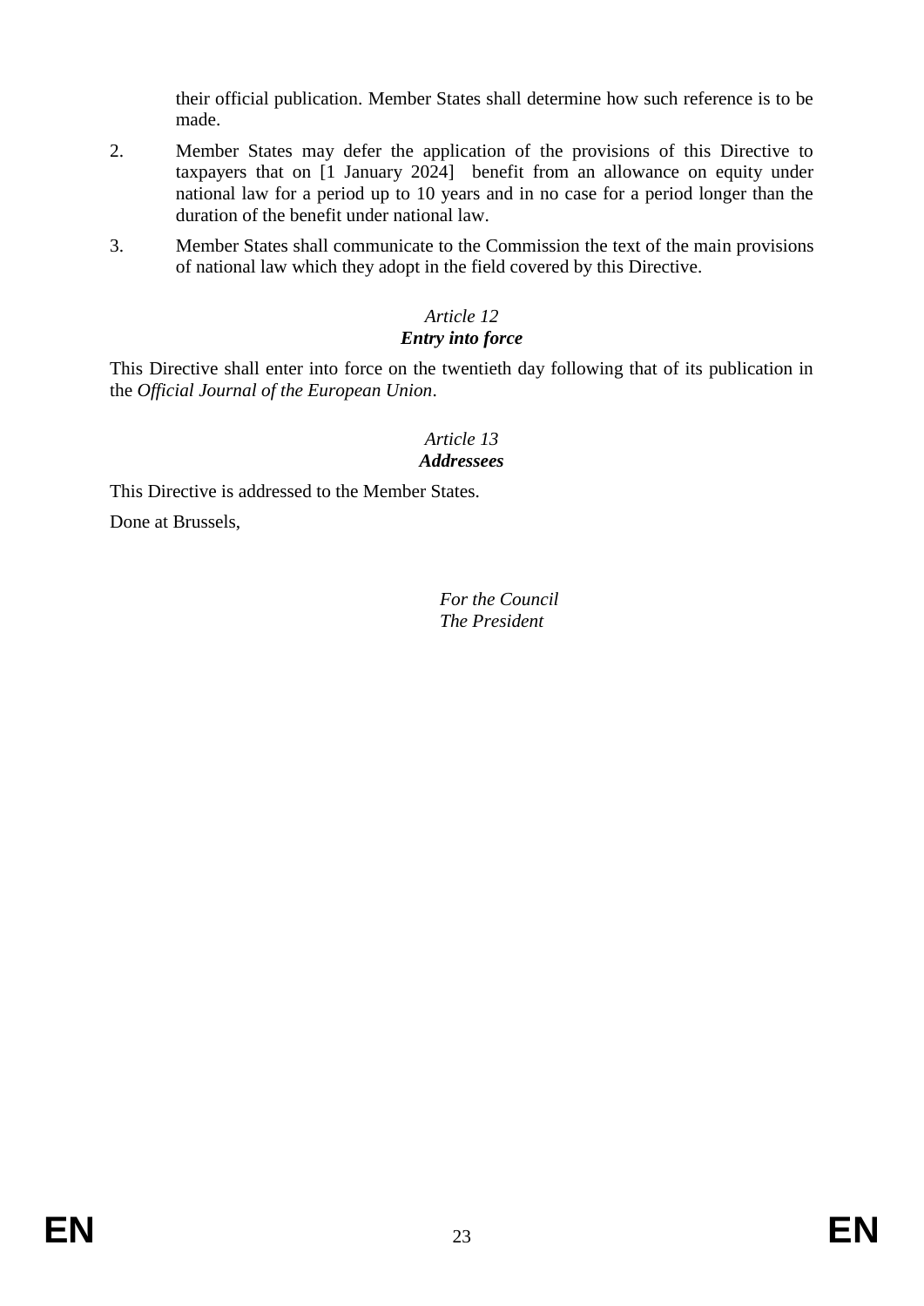their official publication. Member States shall determine how such reference is to be made.

2. Member States may defer the application of the provisions of this Directive to taxpayers that on [1 January 2024] benefit from an allowance on equity under national law for a period up to 10 years and in no case for a period longer than the duration of the benefit under national law.

3. Member States shall communicate to the Commission the text of the main provisions of national law which they adopt in the field covered by this Directive.

*Article 12*
***Entry into force***

This Directive shall enter into force on the twentieth day following that of its publication in the *Official Journal of the European Union*.

*Article 13*
***Addressees***

This Directive is addressed to the Member States.

Done at Brussels,

*For the Council*
*The President*